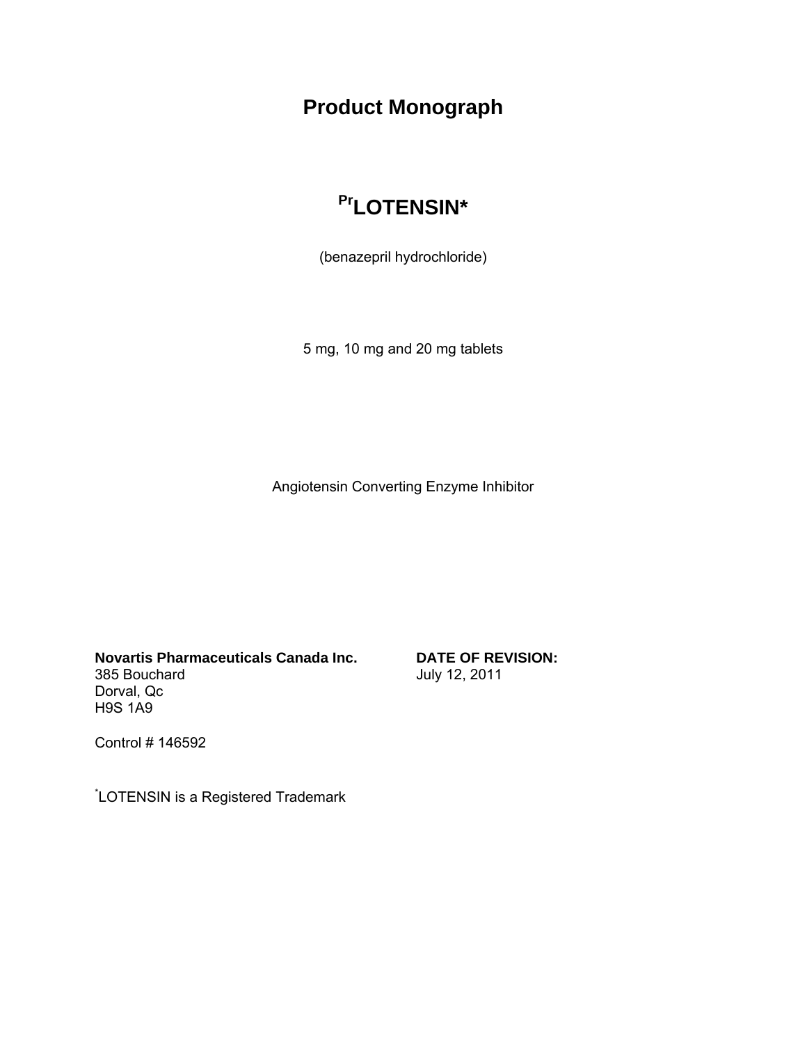# Product Monograph

## [Pr]LOTENSIN*

(benazepril hydrochloride)

5 mg, 10 mg and 20 mg tablets

Angiotensin Converting Enzyme Inhibitor

**Novartis Pharmaceuticals Canada Inc.**
385 Bouchard
Dorval, Qc
H9S 1A9

**DATE OF REVISION:**
July 12, 2011

Control # 146592

*LOTENSIN is a Registered Trademark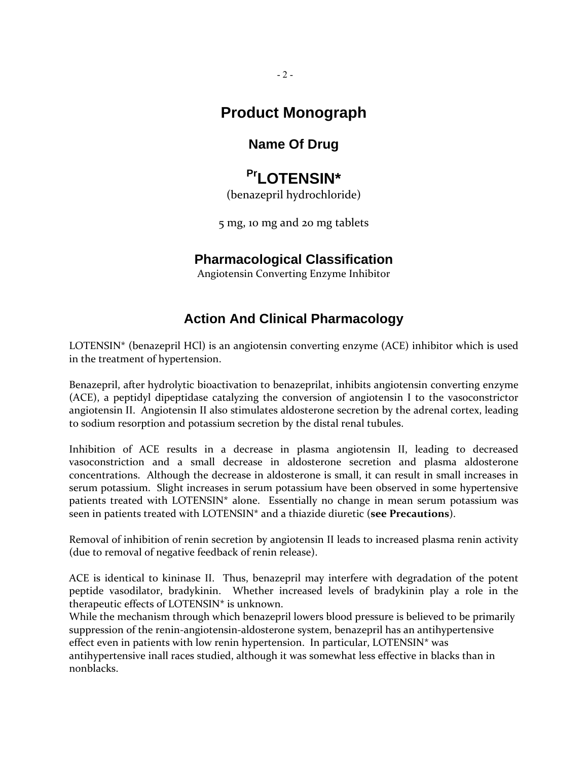# Product Monograph

## Name Of Drug

## PrLOTENSIN*

(benazepril hydrochloride)

5 mg, 10 mg and 20 mg tablets

## Pharmacological Classification

Angiotensin Converting Enzyme Inhibitor

## Action And Clinical Pharmacology

LOTENSIN* (benazepril HCl) is an angiotensin converting enzyme (ACE) inhibitor which is used in the treatment of hypertension.

Benazepril, after hydrolytic bioactivation to benazeprilat, inhibits angiotensin converting enzyme (ACE), a peptidyl dipeptidase catalyzing the conversion of angiotensin I to the vasoconstrictor angiotensin II. Angiotensin II also stimulates aldosterone secretion by the adrenal cortex, leading to sodium resorption and potassium secretion by the distal renal tubules.

Inhibition of ACE results in a decrease in plasma angiotensin II, leading to decreased vasoconstriction and a small decrease in aldosterone secretion and plasma aldosterone concentrations. Although the decrease in aldosterone is small, it can result in small increases in serum potassium. Slight increases in serum potassium have been observed in some hypertensive patients treated with LOTENSIN* alone. Essentially no change in mean serum potassium was seen in patients treated with LOTENSIN* and a thiazide diuretic (**see Precautions**).

Removal of inhibition of renin secretion by angiotensin II leads to increased plasma renin activity (due to removal of negative feedback of renin release).

ACE is identical to kininase II. Thus, benazepril may interfere with degradation of the potent peptide vasodilator, bradykinin. Whether increased levels of bradykinin play a role in the therapeutic effects of LOTENSIN* is unknown.
While the mechanism through which benazepril lowers blood pressure is believed to be primarily suppression of the renin-angiotensin-aldosterone system, benazepril has an antihypertensive effect even in patients with low renin hypertension. In particular, LOTENSIN* was antihypertensive inall races studied, although it was somewhat less effective in blacks than in nonblacks.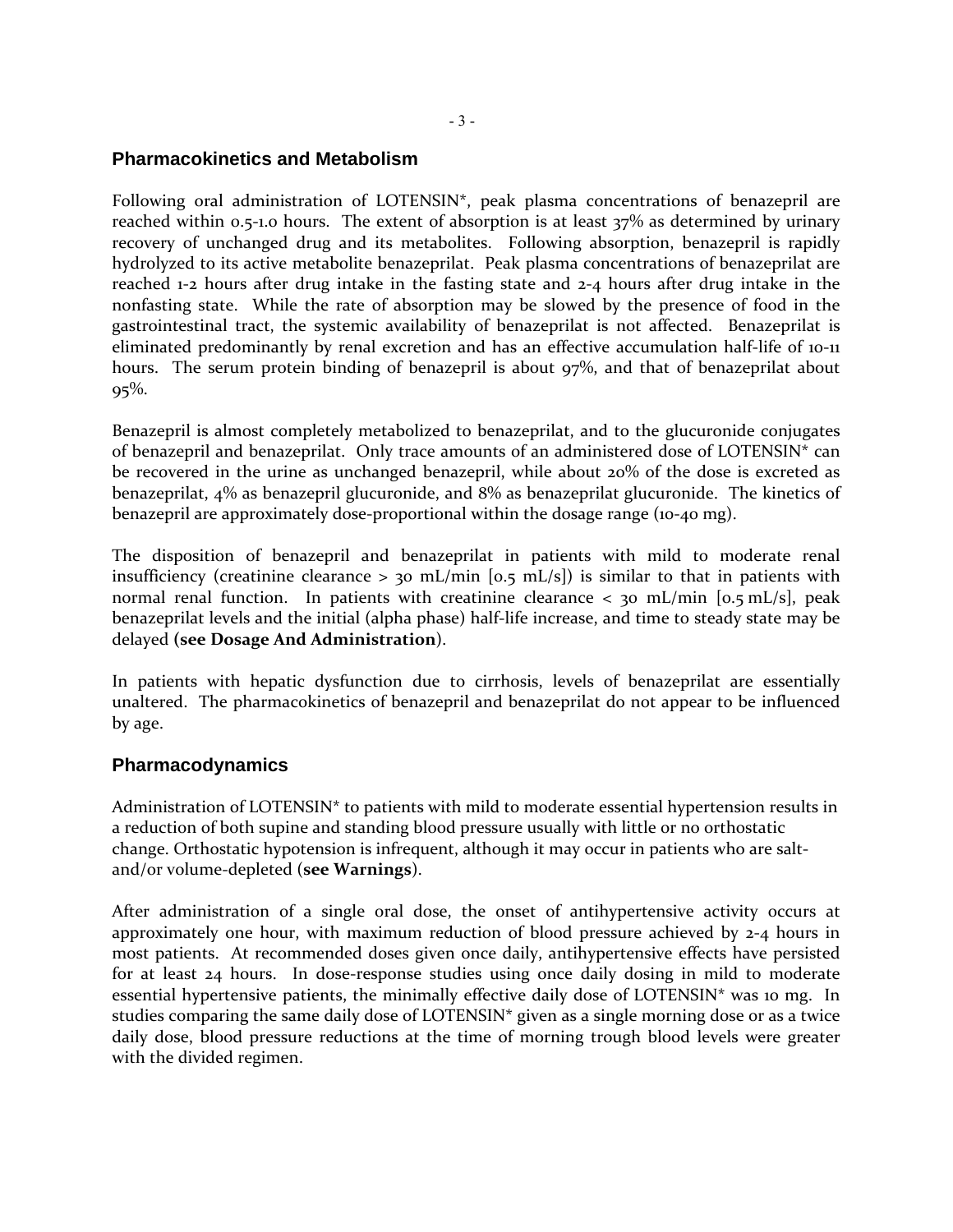## Pharmacokinetics and Metabolism

Following oral administration of LOTENSIN*, peak plasma concentrations of benazepril are reached within 0.5-1.0 hours. The extent of absorption is at least 37% as determined by urinary recovery of unchanged drug and its metabolites. Following absorption, benazepril is rapidly hydrolyzed to its active metabolite benazeprilat. Peak plasma concentrations of benazeprilat are reached 1-2 hours after drug intake in the fasting state and 2-4 hours after drug intake in the nonfasting state. While the rate of absorption may be slowed by the presence of food in the gastrointestinal tract, the systemic availability of benazeprilat is not affected. Benazeprilat is eliminated predominantly by renal excretion and has an effective accumulation half-life of 10-11 hours. The serum protein binding of benazepril is about 97%, and that of benazeprilat about 95%.

Benazepril is almost completely metabolized to benazeprilat, and to the glucuronide conjugates of benazepril and benazeprilat. Only trace amounts of an administered dose of LOTENSIN* can be recovered in the urine as unchanged benazepril, while about 20% of the dose is excreted as benazeprilat, 4% as benazepril glucuronide, and 8% as benazeprilat glucuronide. The kinetics of benazepril are approximately dose-proportional within the dosage range (10-40 mg).

The disposition of benazepril and benazeprilat in patients with mild to moderate renal insufficiency (creatinine clearance > 30 mL/min [0.5 mL/s]) is similar to that in patients with normal renal function. In patients with creatinine clearance < 30 mL/min [0.5 mL/s], peak benazeprilat levels and the initial (alpha phase) half-life increase, and time to steady state may be delayed **(see Dosage And Administration**).

In patients with hepatic dysfunction due to cirrhosis, levels of benazeprilat are essentially unaltered. The pharmacokinetics of benazepril and benazeprilat do not appear to be influenced by age.

## Pharmacodynamics

Administration of LOTENSIN* to patients with mild to moderate essential hypertension results in a reduction of both supine and standing blood pressure usually with little or no orthostatic change. Orthostatic hypotension is infrequent, although it may occur in patients who are salt-and/or volume-depleted (**see Warnings**).

After administration of a single oral dose, the onset of antihypertensive activity occurs at approximately one hour, with maximum reduction of blood pressure achieved by 2-4 hours in most patients. At recommended doses given once daily, antihypertensive effects have persisted for at least 24 hours. In dose-response studies using once daily dosing in mild to moderate essential hypertensive patients, the minimally effective daily dose of LOTENSIN* was 10 mg. In studies comparing the same daily dose of LOTENSIN* given as a single morning dose or as a twice daily dose, blood pressure reductions at the time of morning trough blood levels were greater with the divided regimen.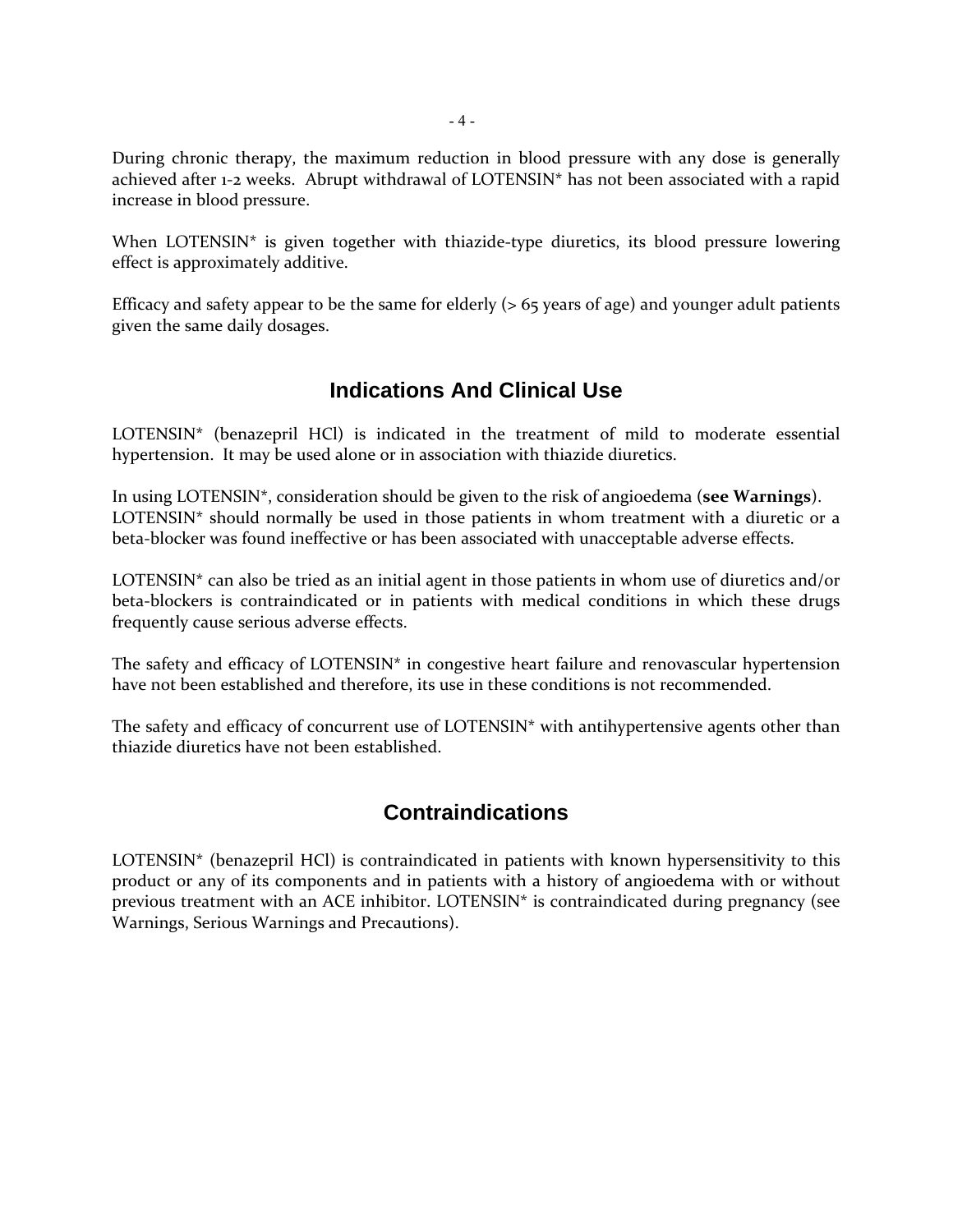During chronic therapy, the maximum reduction in blood pressure with any dose is generally achieved after 1-2 weeks. Abrupt withdrawal of LOTENSIN* has not been associated with a rapid increase in blood pressure.

When LOTENSIN* is given together with thiazide-type diuretics, its blood pressure lowering effect is approximately additive.

Efficacy and safety appear to be the same for elderly (> 65 years of age) and younger adult patients given the same daily dosages.

## Indications And Clinical Use

LOTENSIN* (benazepril HCl) is indicated in the treatment of mild to moderate essential hypertension. It may be used alone or in association with thiazide diuretics.

In using LOTENSIN*, consideration should be given to the risk of angioedema (**see Warnings**). LOTENSIN* should normally be used in those patients in whom treatment with a diuretic or a beta-blocker was found ineffective or has been associated with unacceptable adverse effects.

LOTENSIN* can also be tried as an initial agent in those patients in whom use of diuretics and/or beta-blockers is contraindicated or in patients with medical conditions in which these drugs frequently cause serious adverse effects.

The safety and efficacy of LOTENSIN* in congestive heart failure and renovascular hypertension have not been established and therefore, its use in these conditions is not recommended.

The safety and efficacy of concurrent use of LOTENSIN* with antihypertensive agents other than thiazide diuretics have not been established.

## Contraindications

LOTENSIN* (benazepril HCl) is contraindicated in patients with known hypersensitivity to this product or any of its components and in patients with a history of angioedema with or without previous treatment with an ACE inhibitor. LOTENSIN* is contraindicated during pregnancy (see Warnings, Serious Warnings and Precautions).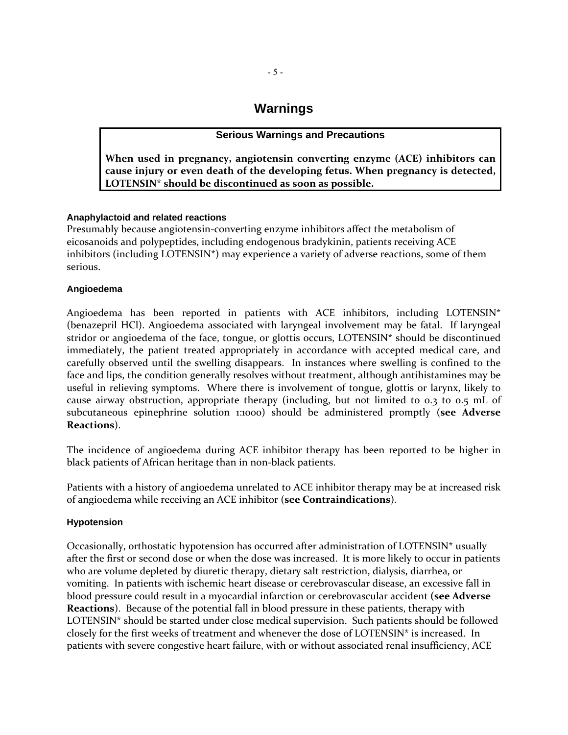# Warnings

| Serious Warnings and Precautions |
|---|
| **When used in pregnancy, angiotensin converting enzyme (ACE) inhibitors can cause injury or even death of the developing fetus. When pregnancy is detected, LOTENSIN* should be discontinued as soon as possible.** |

### Anaphylactoid and related reactions

Presumably because angiotensin-converting enzyme inhibitors affect the metabolism of eicosanoids and polypeptides, including endogenous bradykinin, patients receiving ACE inhibitors (including LOTENSIN*) may experience a variety of adverse reactions, some of them serious.

### Angioedema

Angioedema has been reported in patients with ACE inhibitors, including LOTENSIN* (benazepril HCl). Angioedema associated with laryngeal involvement may be fatal. If laryngeal stridor or angioedema of the face, tongue, or glottis occurs, LOTENSIN* should be discontinued immediately, the patient treated appropriately in accordance with accepted medical care, and carefully observed until the swelling disappears. In instances where swelling is confined to the face and lips, the condition generally resolves without treatment, although antihistamines may be useful in relieving symptoms. Where there is involvement of tongue, glottis or larynx, likely to cause airway obstruction, appropriate therapy (including, but not limited to 0.3 to 0.5 mL of subcutaneous epinephrine solution 1:1000) should be administered promptly (**see Adverse Reactions**).

The incidence of angioedema during ACE inhibitor therapy has been reported to be higher in black patients of African heritage than in non-black patients.

Patients with a history of angioedema unrelated to ACE inhibitor therapy may be at increased risk of angioedema while receiving an ACE inhibitor (**see Contraindications**).

### Hypotension

Occasionally, orthostatic hypotension has occurred after administration of LOTENSIN* usually after the first or second dose or when the dose was increased. It is more likely to occur in patients who are volume depleted by diuretic therapy, dietary salt restriction, dialysis, diarrhea, or vomiting. In patients with ischemic heart disease or cerebrovascular disease, an excessive fall in blood pressure could result in a myocardial infarction or cerebrovascular accident **(see Adverse Reactions**). Because of the potential fall in blood pressure in these patients, therapy with LOTENSIN* should be started under close medical supervision. Such patients should be followed closely for the first weeks of treatment and whenever the dose of LOTENSIN* is increased. In patients with severe congestive heart failure, with or without associated renal insufficiency, ACE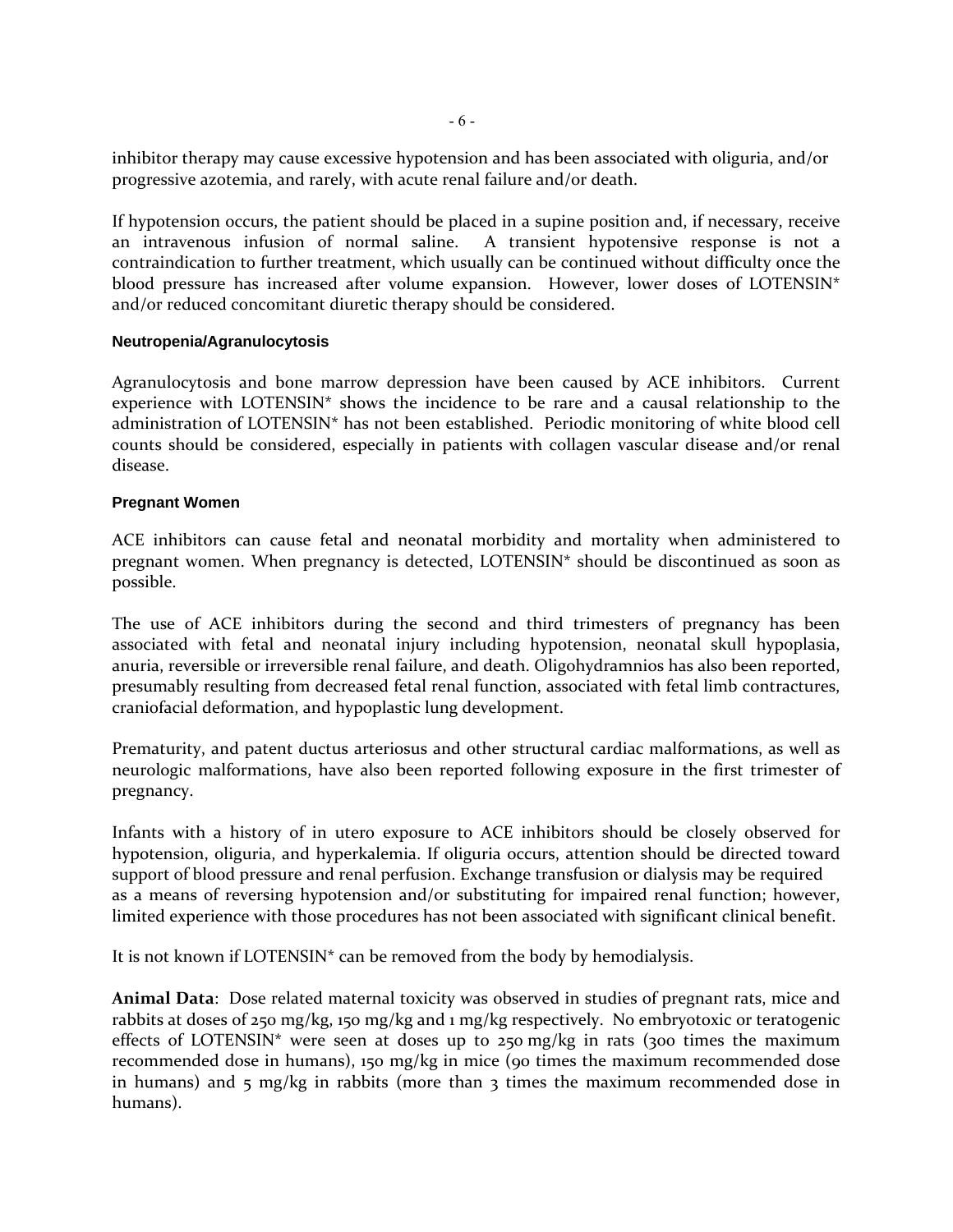inhibitor therapy may cause excessive hypotension and has been associated with oliguria, and/or progressive azotemia, and rarely, with acute renal failure and/or death.

If hypotension occurs, the patient should be placed in a supine position and, if necessary, receive an intravenous infusion of normal saline. A transient hypotensive response is not a contraindication to further treatment, which usually can be continued without difficulty once the blood pressure has increased after volume expansion. However, lower doses of LOTENSIN* and/or reduced concomitant diuretic therapy should be considered.

#### Neutropenia/Agranulocytosis

Agranulocytosis and bone marrow depression have been caused by ACE inhibitors. Current experience with LOTENSIN* shows the incidence to be rare and a causal relationship to the administration of LOTENSIN* has not been established. Periodic monitoring of white blood cell counts should be considered, especially in patients with collagen vascular disease and/or renal disease.

#### Pregnant Women

ACE inhibitors can cause fetal and neonatal morbidity and mortality when administered to pregnant women. When pregnancy is detected, LOTENSIN* should be discontinued as soon as possible.

The use of ACE inhibitors during the second and third trimesters of pregnancy has been associated with fetal and neonatal injury including hypotension, neonatal skull hypoplasia, anuria, reversible or irreversible renal failure, and death. Oligohydramnios has also been reported, presumably resulting from decreased fetal renal function, associated with fetal limb contractures, craniofacial deformation, and hypoplastic lung development.

Prematurity, and patent ductus arteriosus and other structural cardiac malformations, as well as neurologic malformations, have also been reported following exposure in the first trimester of pregnancy.

Infants with a history of in utero exposure to ACE inhibitors should be closely observed for hypotension, oliguria, and hyperkalemia. If oliguria occurs, attention should be directed toward support of blood pressure and renal perfusion. Exchange transfusion or dialysis may be required as a means of reversing hypotension and/or substituting for impaired renal function; however, limited experience with those procedures has not been associated with significant clinical benefit.

It is not known if LOTENSIN* can be removed from the body by hemodialysis.

**Animal Data**: Dose related maternal toxicity was observed in studies of pregnant rats, mice and rabbits at doses of 250 mg/kg, 150 mg/kg and 1 mg/kg respectively. No embryotoxic or teratogenic effects of LOTENSIN* were seen at doses up to 250 mg/kg in rats (300 times the maximum recommended dose in humans), 150 mg/kg in mice (90 times the maximum recommended dose in humans) and 5 mg/kg in rabbits (more than 3 times the maximum recommended dose in humans).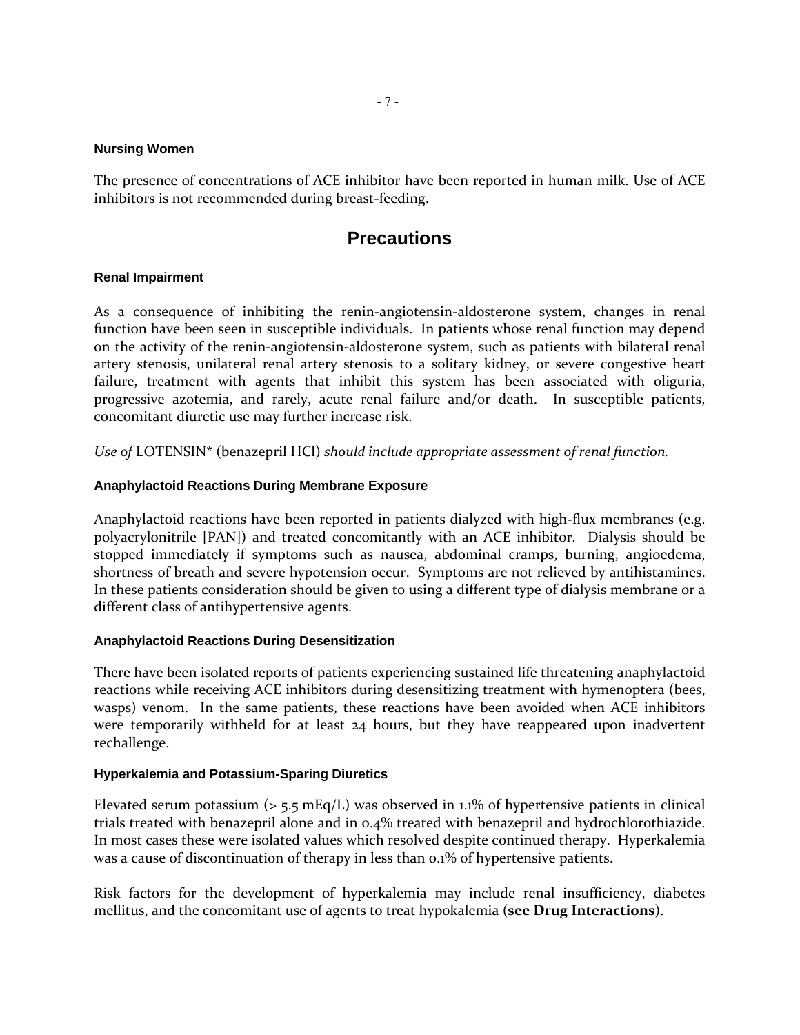### Nursing Women

The presence of concentrations of ACE inhibitor have been reported in human milk. Use of ACE inhibitors is not recommended during breast-feeding.

## Precautions

### Renal Impairment

As a consequence of inhibiting the renin-angiotensin-aldosterone system, changes in renal function have been seen in susceptible individuals. In patients whose renal function may depend on the activity of the renin-angiotensin-aldosterone system, such as patients with bilateral renal artery stenosis, unilateral renal artery stenosis to a solitary kidney, or severe congestive heart failure, treatment with agents that inhibit this system has been associated with oliguria, progressive azotemia, and rarely, acute renal failure and/or death. In susceptible patients, concomitant diuretic use may further increase risk.

*Use of* LOTENSIN* (benazepril HCl) *should include appropriate assessment of renal function.*

### Anaphylactoid Reactions During Membrane Exposure

Anaphylactoid reactions have been reported in patients dialyzed with high-flux membranes (e.g. polyacrylonitrile [PAN]) and treated concomitantly with an ACE inhibitor. Dialysis should be stopped immediately if symptoms such as nausea, abdominal cramps, burning, angioedema, shortness of breath and severe hypotension occur. Symptoms are not relieved by antihistamines. In these patients consideration should be given to using a different type of dialysis membrane or a different class of antihypertensive agents.

### Anaphylactoid Reactions During Desensitization

There have been isolated reports of patients experiencing sustained life threatening anaphylactoid reactions while receiving ACE inhibitors during desensitizing treatment with hymenoptera (bees, wasps) venom. In the same patients, these reactions have been avoided when ACE inhibitors were temporarily withheld for at least 24 hours, but they have reappeared upon inadvertent rechallenge.

### Hyperkalemia and Potassium-Sparing Diuretics

Elevated serum potassium (> 5.5 mEq/L) was observed in 1.1% of hypertensive patients in clinical trials treated with benazepril alone and in 0.4% treated with benazepril and hydrochlorothiazide. In most cases these were isolated values which resolved despite continued therapy. Hyperkalemia was a cause of discontinuation of therapy in less than 0.1% of hypertensive patients.

Risk factors for the development of hyperkalemia may include renal insufficiency, diabetes mellitus, and the concomitant use of agents to treat hypokalemia (**see Drug Interactions**).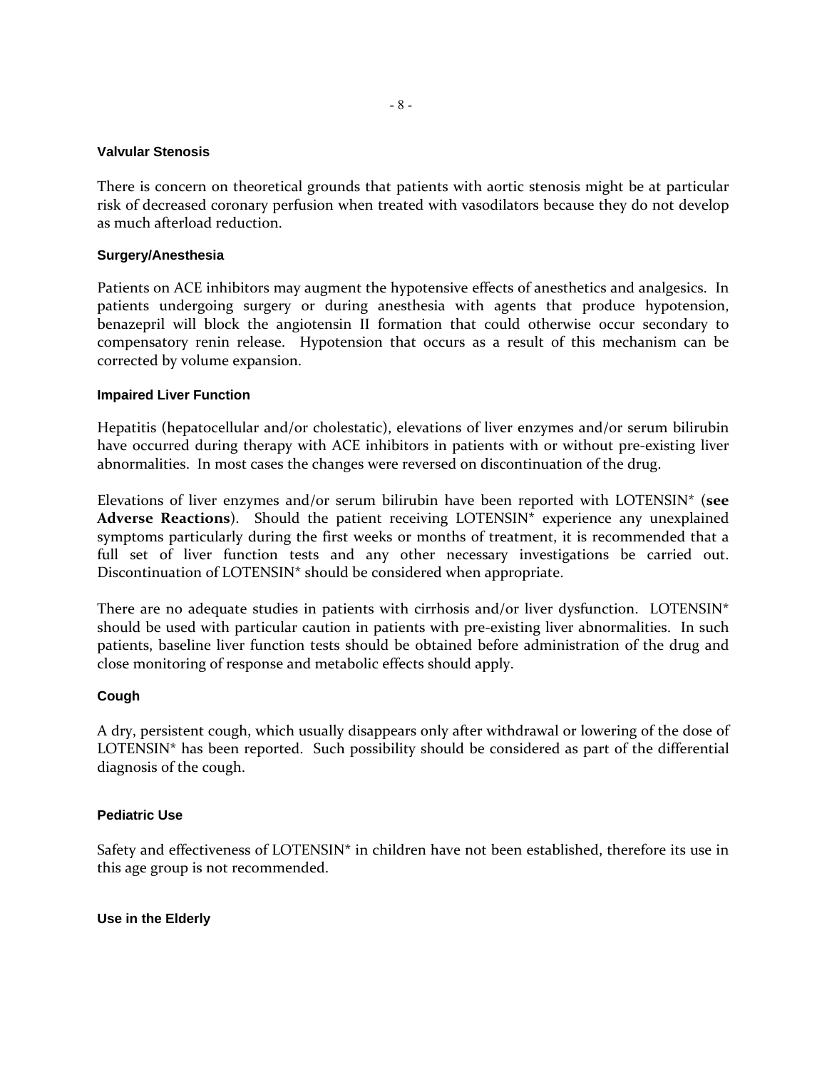### Valvular Stenosis

There is concern on theoretical grounds that patients with aortic stenosis might be at particular risk of decreased coronary perfusion when treated with vasodilators because they do not develop as much afterload reduction.

### Surgery/Anesthesia

Patients on ACE inhibitors may augment the hypotensive effects of anesthetics and analgesics. In patients undergoing surgery or during anesthesia with agents that produce hypotension, benazepril will block the angiotensin II formation that could otherwise occur secondary to compensatory renin release. Hypotension that occurs as a result of this mechanism can be corrected by volume expansion.

### Impaired Liver Function

Hepatitis (hepatocellular and/or cholestatic), elevations of liver enzymes and/or serum bilirubin have occurred during therapy with ACE inhibitors in patients with or without pre-existing liver abnormalities. In most cases the changes were reversed on discontinuation of the drug.

Elevations of liver enzymes and/or serum bilirubin have been reported with LOTENSIN* (**see Adverse Reactions**). Should the patient receiving LOTENSIN* experience any unexplained symptoms particularly during the first weeks or months of treatment, it is recommended that a full set of liver function tests and any other necessary investigations be carried out. Discontinuation of LOTENSIN* should be considered when appropriate.

There are no adequate studies in patients with cirrhosis and/or liver dysfunction. LOTENSIN* should be used with particular caution in patients with pre-existing liver abnormalities. In such patients, baseline liver function tests should be obtained before administration of the drug and close monitoring of response and metabolic effects should apply.

### Cough

A dry, persistent cough, which usually disappears only after withdrawal or lowering of the dose of LOTENSIN* has been reported. Such possibility should be considered as part of the differential diagnosis of the cough.

### Pediatric Use

Safety and effectiveness of LOTENSIN* in children have not been established, therefore its use in this age group is not recommended.

### Use in the Elderly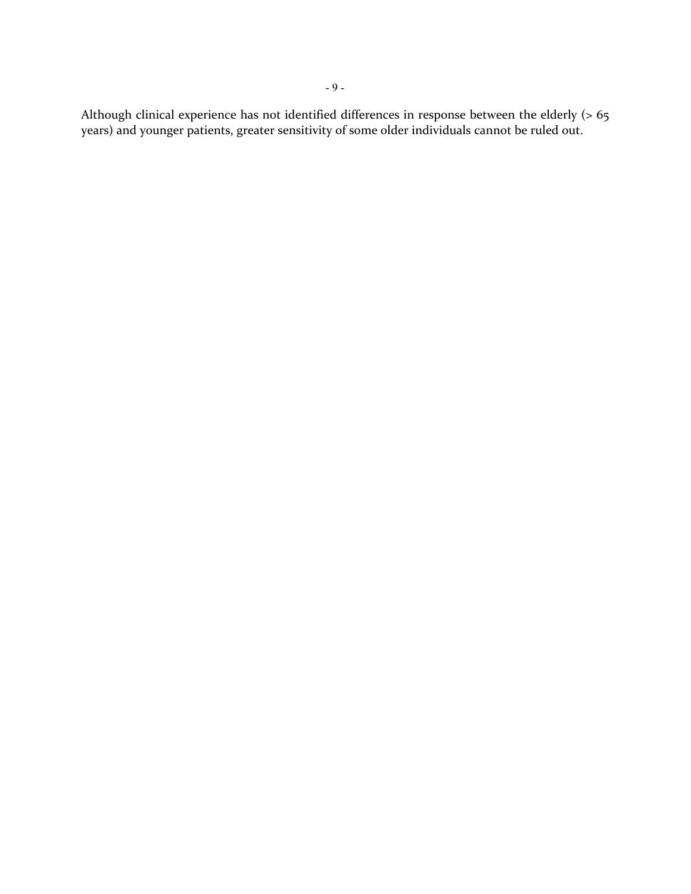Although clinical experience has not identified differences in response between the elderly (> 65 years) and younger patients, greater sensitivity of some older individuals cannot be ruled out.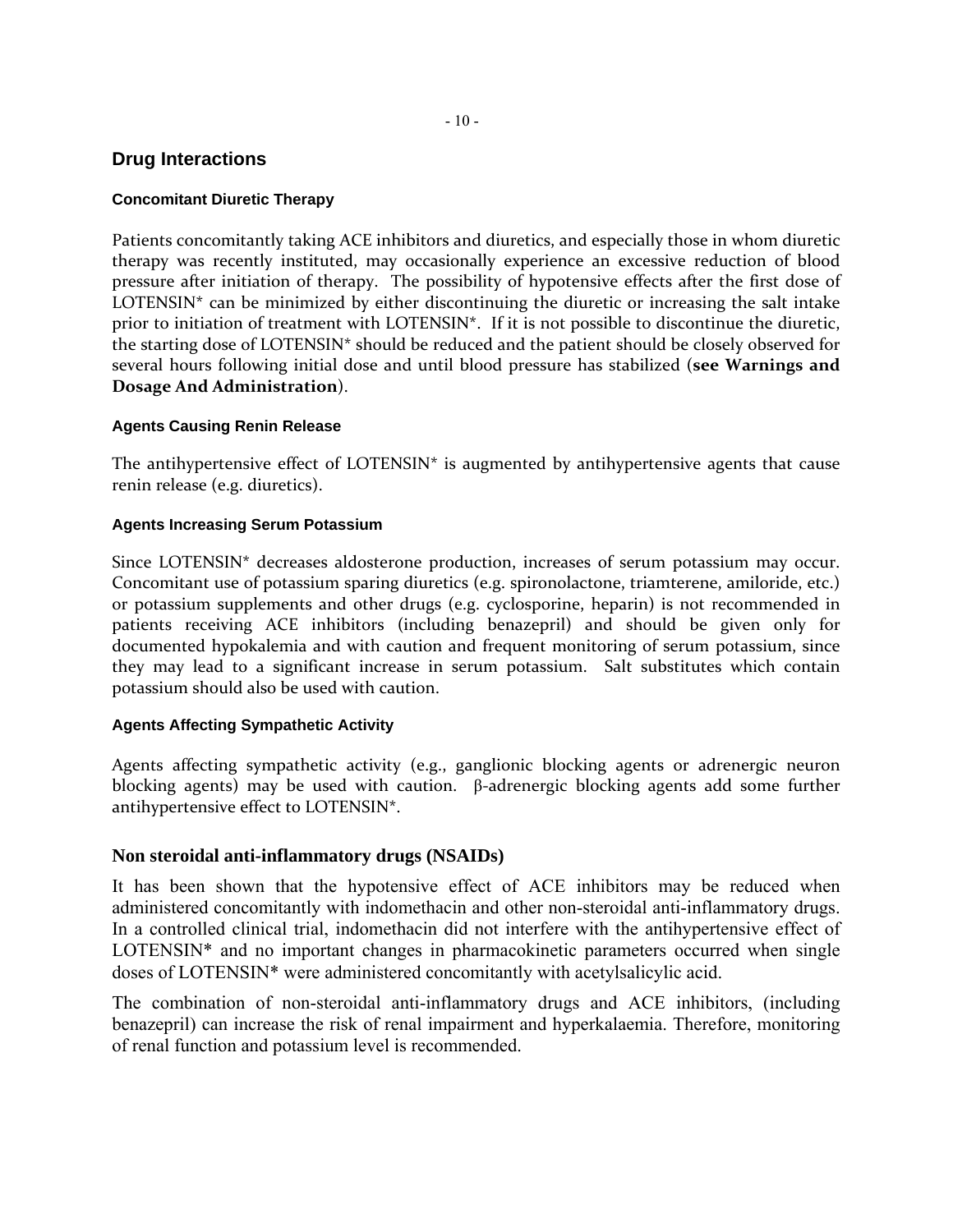## Drug Interactions

### Concomitant Diuretic Therapy

Patients concomitantly taking ACE inhibitors and diuretics, and especially those in whom diuretic therapy was recently instituted, may occasionally experience an excessive reduction of blood pressure after initiation of therapy. The possibility of hypotensive effects after the first dose of LOTENSIN* can be minimized by either discontinuing the diuretic or increasing the salt intake prior to initiation of treatment with LOTENSIN*. If it is not possible to discontinue the diuretic, the starting dose of LOTENSIN* should be reduced and the patient should be closely observed for several hours following initial dose and until blood pressure has stabilized (**see Warnings and Dosage And Administration**).

### Agents Causing Renin Release

The antihypertensive effect of LOTENSIN* is augmented by antihypertensive agents that cause renin release (e.g. diuretics).

### Agents Increasing Serum Potassium

Since LOTENSIN* decreases aldosterone production, increases of serum potassium may occur. Concomitant use of potassium sparing diuretics (e.g. spironolactone, triamterene, amiloride, etc.) or potassium supplements and other drugs (e.g. cyclosporine, heparin) is not recommended in patients receiving ACE inhibitors (including benazepril) and should be given only for documented hypokalemia and with caution and frequent monitoring of serum potassium, since they may lead to a significant increase in serum potassium. Salt substitutes which contain potassium should also be used with caution.

### Agents Affecting Sympathetic Activity

Agents affecting sympathetic activity (e.g., ganglionic blocking agents or adrenergic neuron blocking agents) may be used with caution. β-adrenergic blocking agents add some further antihypertensive effect to LOTENSIN*.

### Non steroidal anti-inflammatory drugs (NSAIDs)

It has been shown that the hypotensive effect of ACE inhibitors may be reduced when administered concomitantly with indomethacin and other non-steroidal anti-inflammatory drugs. In a controlled clinical trial, indomethacin did not interfere with the antihypertensive effect of LOTENSIN* and no important changes in pharmacokinetic parameters occurred when single doses of LOTENSIN* were administered concomitantly with acetylsalicylic acid.

The combination of non-steroidal anti-inflammatory drugs and ACE inhibitors, (including benazepril) can increase the risk of renal impairment and hyperkalaemia. Therefore, monitoring of renal function and potassium level is recommended.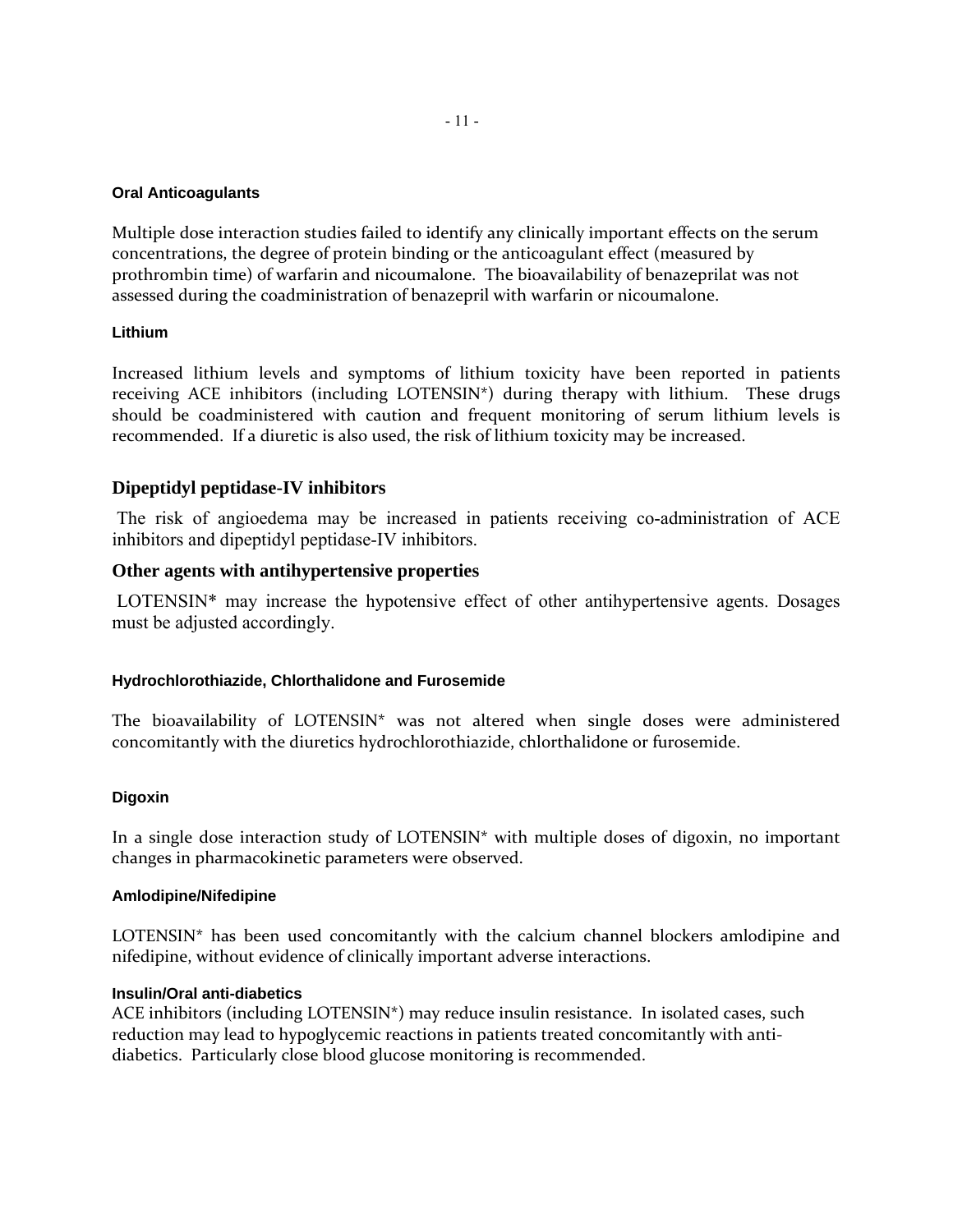#### Oral Anticoagulants

Multiple dose interaction studies failed to identify any clinically important effects on the serum concentrations, the degree of protein binding or the anticoagulant effect (measured by prothrombin time) of warfarin and nicoumalone. The bioavailability of benazeprilat was not assessed during the coadministration of benazepril with warfarin or nicoumalone.

#### Lithium

Increased lithium levels and symptoms of lithium toxicity have been reported in patients receiving ACE inhibitors (including LOTENSIN*) during therapy with lithium. These drugs should be coadministered with caution and frequent monitoring of serum lithium levels is recommended. If a diuretic is also used, the risk of lithium toxicity may be increased.

### Dipeptidyl peptidase-IV inhibitors

The risk of angioedema may be increased in patients receiving co-administration of ACE inhibitors and dipeptidyl peptidase-IV inhibitors.

### Other agents with antihypertensive properties

LOTENSIN* may increase the hypotensive effect of other antihypertensive agents. Dosages must be adjusted accordingly.

#### Hydrochlorothiazide, Chlorthalidone and Furosemide

The bioavailability of LOTENSIN* was not altered when single doses were administered concomitantly with the diuretics hydrochlorothiazide, chlorthalidone or furosemide.

#### Digoxin

In a single dose interaction study of LOTENSIN* with multiple doses of digoxin, no important changes in pharmacokinetic parameters were observed.

#### Amlodipine/Nifedipine

LOTENSIN* has been used concomitantly with the calcium channel blockers amlodipine and nifedipine, without evidence of clinically important adverse interactions.

#### Insulin/Oral anti-diabetics

ACE inhibitors (including LOTENSIN*) may reduce insulin resistance. In isolated cases, such reduction may lead to hypoglycemic reactions in patients treated concomitantly with anti-diabetics. Particularly close blood glucose monitoring is recommended.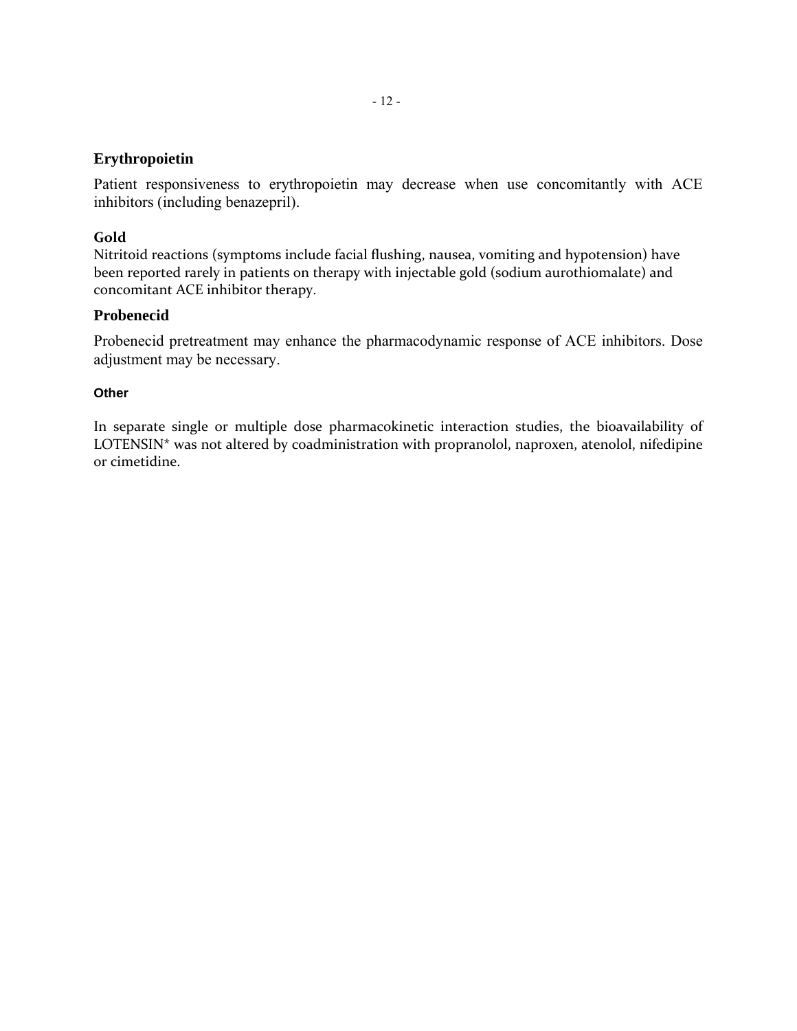### Erythropoietin

Patient responsiveness to erythropoietin may decrease when use concomitantly with ACE inhibitors (including benazepril).

### Gold

Nitritoid reactions (symptoms include facial flushing, nausea, vomiting and hypotension) have been reported rarely in patients on therapy with injectable gold (sodium aurothiomalate) and concomitant ACE inhibitor therapy.

### Probenecid

Probenecid pretreatment may enhance the pharmacodynamic response of ACE inhibitors. Dose adjustment may be necessary.

#### Other

In separate single or multiple dose pharmacokinetic interaction studies, the bioavailability of LOTENSIN* was not altered by coadministration with propranolol, naproxen, atenolol, nifedipine or cimetidine.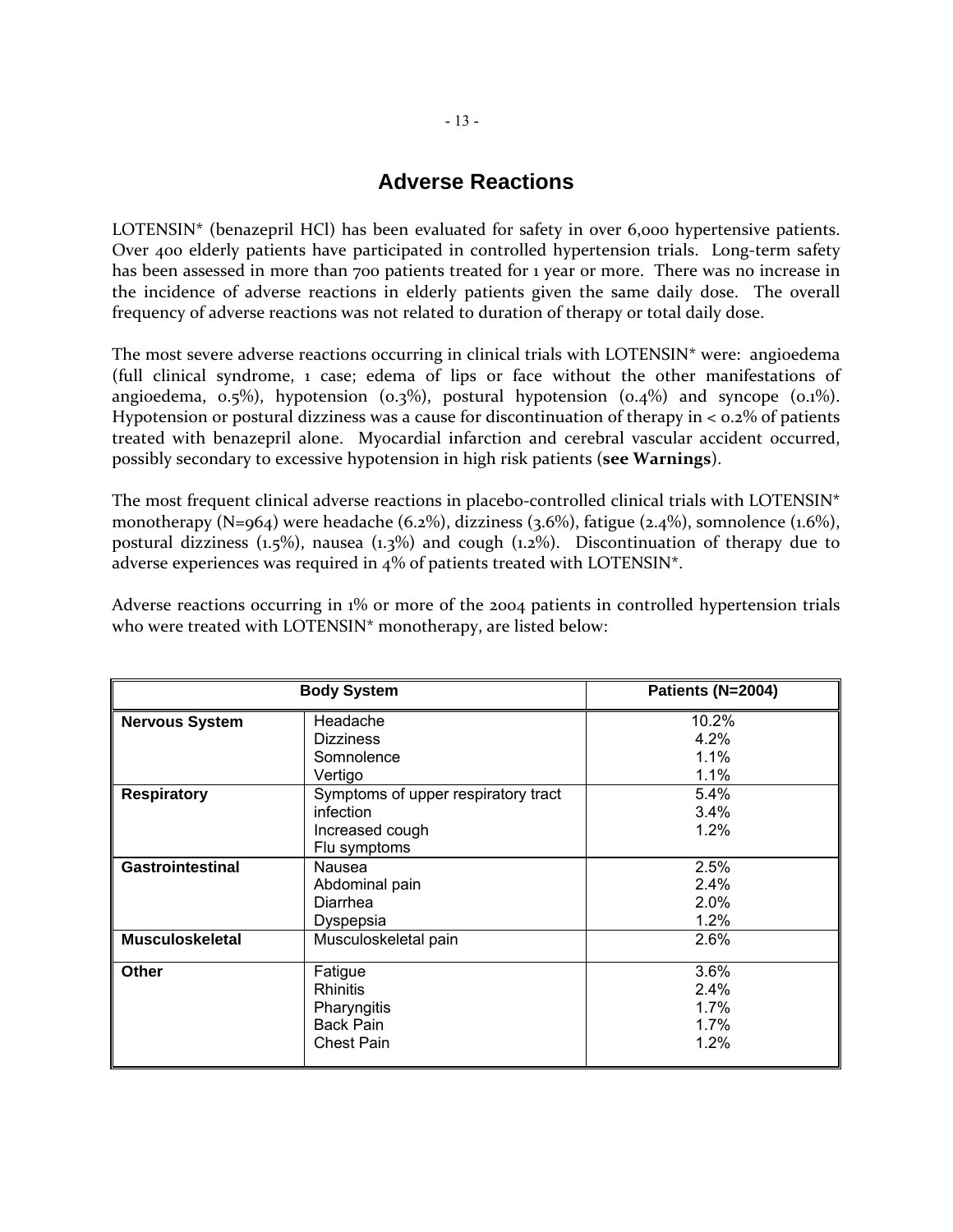## Adverse Reactions

LOTENSIN* (benazepril HCl) has been evaluated for safety in over 6,000 hypertensive patients. Over 400 elderly patients have participated in controlled hypertension trials. Long-term safety has been assessed in more than 700 patients treated for 1 year or more. There was no increase in the incidence of adverse reactions in elderly patients given the same daily dose. The overall frequency of adverse reactions was not related to duration of therapy or total daily dose.

The most severe adverse reactions occurring in clinical trials with LOTENSIN* were: angioedema (full clinical syndrome, 1 case; edema of lips or face without the other manifestations of angioedema, 0.5%), hypotension (0.3%), postural hypotension (0.4%) and syncope (0.1%). Hypotension or postural dizziness was a cause for discontinuation of therapy in < 0.2% of patients treated with benazepril alone. Myocardial infarction and cerebral vascular accident occurred, possibly secondary to excessive hypotension in high risk patients (**see Warnings**).

The most frequent clinical adverse reactions in placebo-controlled clinical trials with LOTENSIN* monotherapy (N=964) were headache (6.2%), dizziness (3.6%), fatigue (2.4%), somnolence (1.6%), postural dizziness (1.5%), nausea (1.3%) and cough (1.2%). Discontinuation of therapy due to adverse experiences was required in 4% of patients treated with LOTENSIN*.

Adverse reactions occurring in 1% or more of the 2004 patients in controlled hypertension trials who were treated with LOTENSIN* monotherapy, are listed below:

| Body System | | Patients (N=2004) |
|---|---|---|
| **Nervous System** | Headache | 10.2% |
| | Dizziness | 4.2% |
| | Somnolence | 1.1% |
| | Vertigo | 1.1% |
| **Respiratory** | Symptoms of upper respiratory tract infection | 5.4% |
| | Increased cough | 3.4% |
| | Flu symptoms | 1.2% |
| **Gastrointestinal** | Nausea | 2.5% |
| | Abdominal pain | 2.4% |
| | Diarrhea | 2.0% |
| | Dyspepsia | 1.2% |
| **Musculoskeletal** | Musculoskeletal pain | 2.6% |
| **Other** | Fatigue | 3.6% |
| | Rhinitis | 2.4% |
| | Pharyngitis | 1.7% |
| | Back Pain | 1.7% |
| | Chest Pain | 1.2% |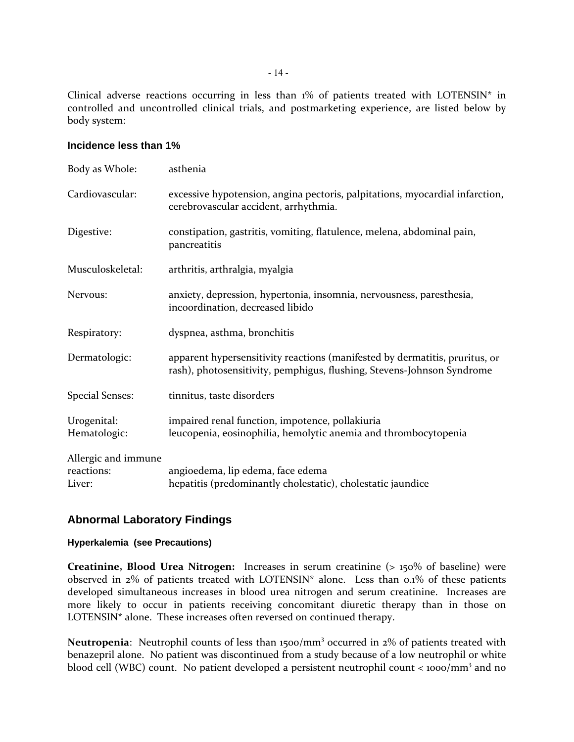Clinical adverse reactions occurring in less than 1% of patients treated with LOTENSIN* in controlled and uncontrolled clinical trials, and postmarketing experience, are listed below by body system:

### Incidence less than 1%

| | |
|---|---|
| Body as Whole: | asthenia |
| Cardiovascular: | excessive hypotension, angina pectoris, palpitations, myocardial infarction, cerebrovascular accident, arrhythmia. |
| Digestive: | constipation, gastritis, vomiting, flatulence, melena, abdominal pain, pancreatitis |
| Musculoskeletal: | arthritis, arthralgia, myalgia |
| Nervous: | anxiety, depression, hypertonia, insomnia, nervousness, paresthesia, incoordination, decreased libido |
| Respiratory: | dyspnea, asthma, bronchitis |
| Dermatologic: | apparent hypersensitivity reactions (manifested by dermatitis, pruritus, or rash), photosensitivity, pemphigus, flushing, Stevens-Johnson Syndrome |
| Special Senses: | tinnitus, taste disorders |
| Urogenital: | impaired renal function, impotence, pollakiuria |
| Hematologic: | leucopenia, eosinophilia, hemolytic anemia and thrombocytopenia |
| Allergic and immune reactions: | angioedema, lip edema, face edema |
| Liver: | hepatitis (predominantly cholestatic), cholestatic jaundice |

## Abnormal Laboratory Findings

#### Hyperkalemia (see Precautions)

**Creatinine, Blood Urea Nitrogen:** Increases in serum creatinine (> 150% of baseline) were observed in 2% of patients treated with LOTENSIN* alone. Less than 0.1% of these patients developed simultaneous increases in blood urea nitrogen and serum creatinine. Increases are more likely to occur in patients receiving concomitant diuretic therapy than in those on LOTENSIN* alone. These increases often reversed on continued therapy.

**Neutropenia**: Neutrophil counts of less than 1500/mm$^3$ occurred in 2% of patients treated with benazepril alone. No patient was discontinued from a study because of a low neutrophil or white blood cell (WBC) count. No patient developed a persistent neutrophil count < 1000/mm$^3$ and no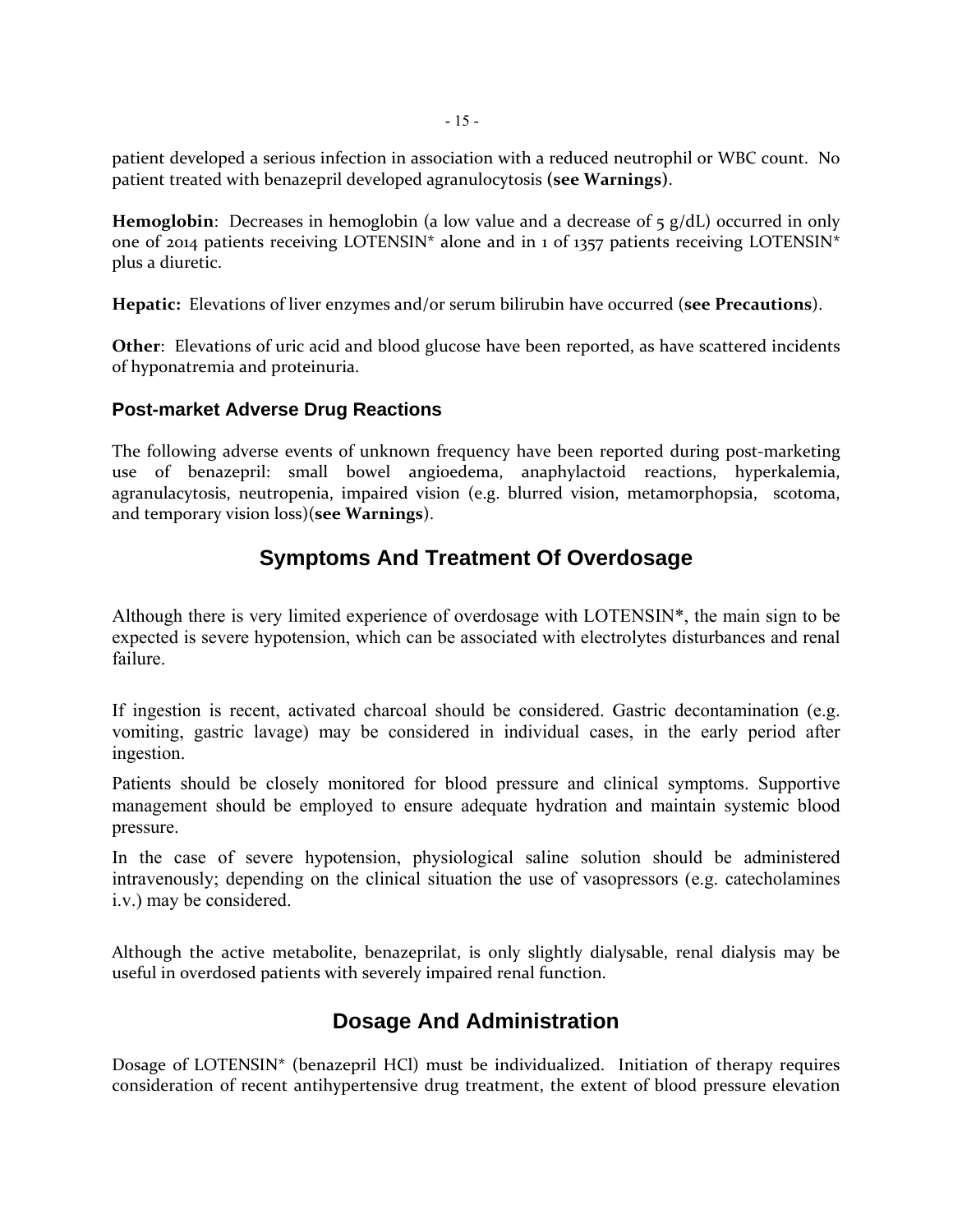patient developed a serious infection in association with a reduced neutrophil or WBC count. No patient treated with benazepril developed agranulocytosis **(see Warnings)**.

**Hemoglobin**: Decreases in hemoglobin (a low value and a decrease of 5 g/dL) occurred in only one of 2014 patients receiving LOTENSIN* alone and in 1 of 1357 patients receiving LOTENSIN* plus a diuretic.

**Hepatic:** Elevations of liver enzymes and/or serum bilirubin have occurred (**see Precautions**).

**Other**: Elevations of uric acid and blood glucose have been reported, as have scattered incidents of hyponatremia and proteinuria.

### Post-market Adverse Drug Reactions

The following adverse events of unknown frequency have been reported during post-marketing use of benazepril: small bowel angioedema, anaphylactoid reactions, hyperkalemia, agranulacytosis, neutropenia, impaired vision (e.g. blurred vision, metamorphopsia, scotoma, and temporary vision loss)(**see Warnings**).

## Symptoms And Treatment Of Overdosage

Although there is very limited experience of overdosage with LOTENSIN*, the main sign to be expected is severe hypotension, which can be associated with electrolytes disturbances and renal failure.

If ingestion is recent, activated charcoal should be considered. Gastric decontamination (e.g. vomiting, gastric lavage) may be considered in individual cases, in the early period after ingestion.

Patients should be closely monitored for blood pressure and clinical symptoms. Supportive management should be employed to ensure adequate hydration and maintain systemic blood pressure.

In the case of severe hypotension, physiological saline solution should be administered intravenously; depending on the clinical situation the use of vasopressors (e.g. catecholamines i.v.) may be considered.

Although the active metabolite, benazeprilat, is only slightly dialysable, renal dialysis may be useful in overdosed patients with severely impaired renal function.

## Dosage And Administration

Dosage of LOTENSIN* (benazepril HCl) must be individualized. Initiation of therapy requires consideration of recent antihypertensive drug treatment, the extent of blood pressure elevation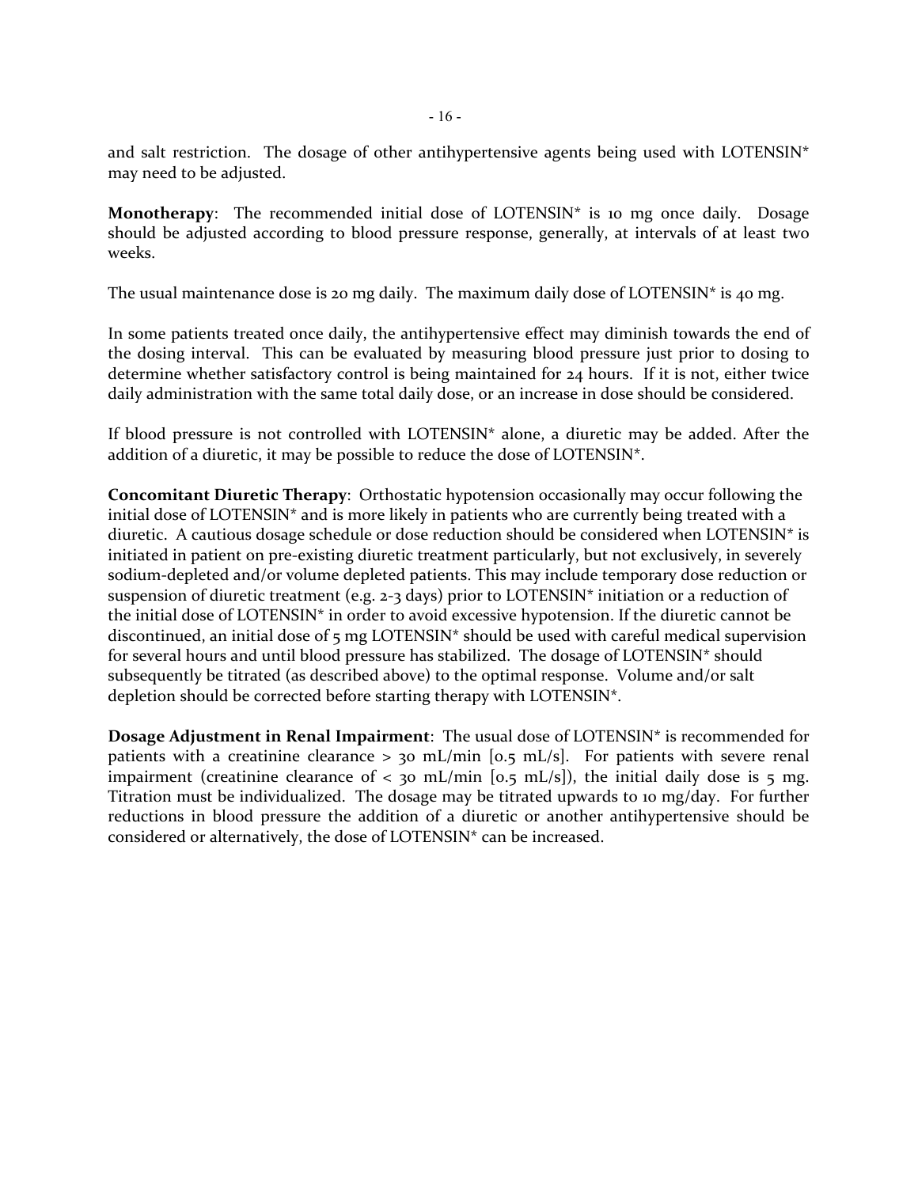and salt restriction. The dosage of other antihypertensive agents being used with LOTENSIN* may need to be adjusted.

**Monotherapy**: The recommended initial dose of LOTENSIN* is 10 mg once daily. Dosage should be adjusted according to blood pressure response, generally, at intervals of at least two weeks.

The usual maintenance dose is 20 mg daily. The maximum daily dose of LOTENSIN* is 40 mg.

In some patients treated once daily, the antihypertensive effect may diminish towards the end of the dosing interval. This can be evaluated by measuring blood pressure just prior to dosing to determine whether satisfactory control is being maintained for 24 hours. If it is not, either twice daily administration with the same total daily dose, or an increase in dose should be considered.

If blood pressure is not controlled with LOTENSIN* alone, a diuretic may be added. After the addition of a diuretic, it may be possible to reduce the dose of LOTENSIN*.

**Concomitant Diuretic Therapy**: Orthostatic hypotension occasionally may occur following the initial dose of LOTENSIN* and is more likely in patients who are currently being treated with a diuretic. A cautious dosage schedule or dose reduction should be considered when LOTENSIN* is initiated in patient on pre-existing diuretic treatment particularly, but not exclusively, in severely sodium-depleted and/or volume depleted patients. This may include temporary dose reduction or suspension of diuretic treatment (e.g. 2-3 days) prior to LOTENSIN* initiation or a reduction of the initial dose of LOTENSIN* in order to avoid excessive hypotension. If the diuretic cannot be discontinued, an initial dose of 5 mg LOTENSIN* should be used with careful medical supervision for several hours and until blood pressure has stabilized. The dosage of LOTENSIN* should subsequently be titrated (as described above) to the optimal response. Volume and/or salt depletion should be corrected before starting therapy with LOTENSIN*.

**Dosage Adjustment in Renal Impairment**: The usual dose of LOTENSIN* is recommended for patients with a creatinine clearance > 30 mL/min [0.5 mL/s]. For patients with severe renal impairment (creatinine clearance of < 30 mL/min [0.5 mL/s]), the initial daily dose is 5 mg. Titration must be individualized. The dosage may be titrated upwards to 10 mg/day. For further reductions in blood pressure the addition of a diuretic or another antihypertensive should be considered or alternatively, the dose of LOTENSIN* can be increased.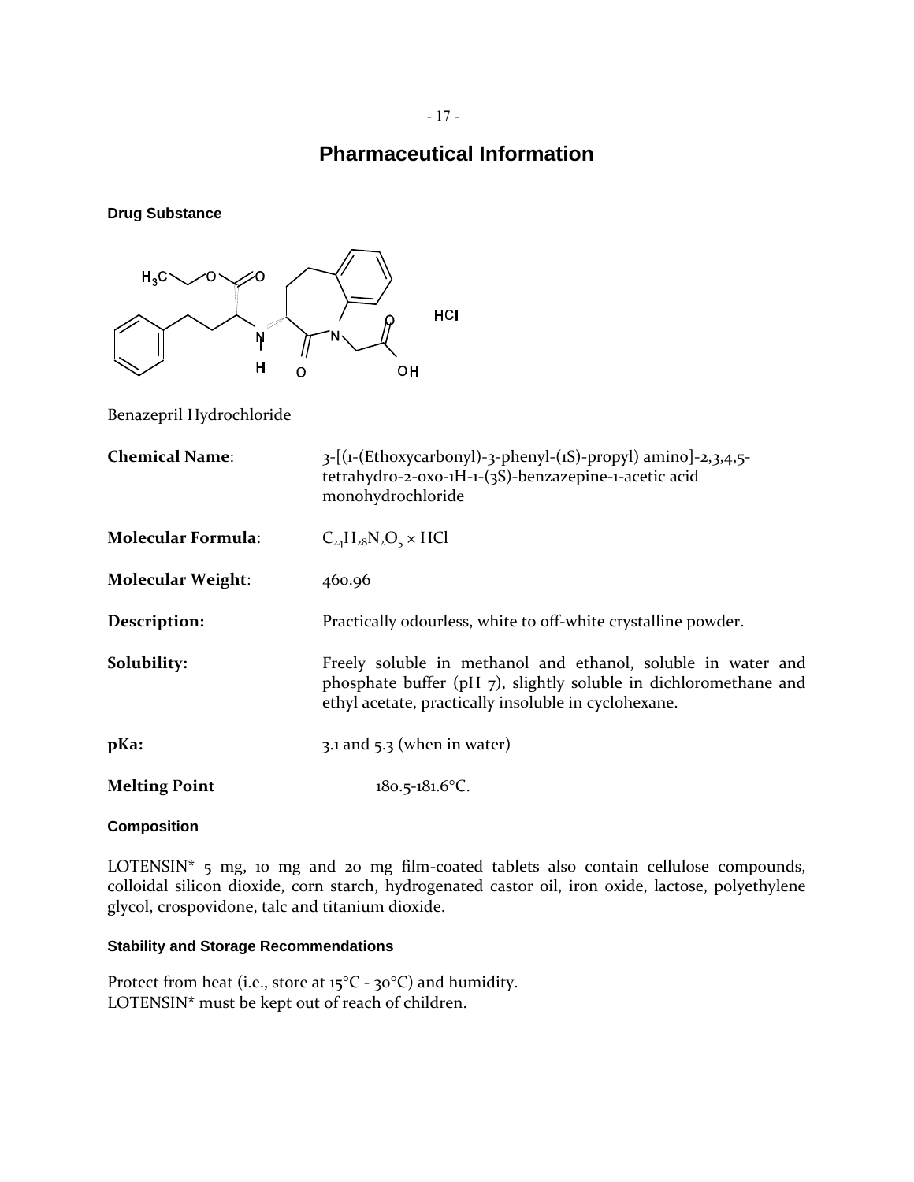# Pharmaceutical Information

### Drug Substance

Benazepril Hydrochloride

**Chemical Name**: 3-[(1-(Ethoxycarbonyl)-3-phenyl-(1S)-propyl) amino]-2,3,4,5-tetrahydro-2-oxo-1H-1-(3S)-benzazepine-1-acetic acid monohydrochloride

**Molecular Formula**: $C_{24}H_{28}N_2O_5 \times HCl$

**Molecular Weight**: 460.96

**Description:** Practically odourless, white to off-white crystalline powder.

**Solubility:** Freely soluble in methanol and ethanol, soluble in water and phosphate buffer (pH 7), slightly soluble in dichloromethane and ethyl acetate, practically insoluble in cyclohexane.

**pKa:** 3.1 and 5.3 (when in water)

**Melting Point** 180.5-181.6°C.

### Composition

LOTENSIN* 5 mg, 10 mg and 20 mg film-coated tablets also contain cellulose compounds, colloidal silicon dioxide, corn starch, hydrogenated castor oil, iron oxide, lactose, polyethylene glycol, crospovidone, talc and titanium dioxide.

### Stability and Storage Recommendations

Protect from heat (i.e., store at 15°C - 30°C) and humidity.
LOTENSIN* must be kept out of reach of children.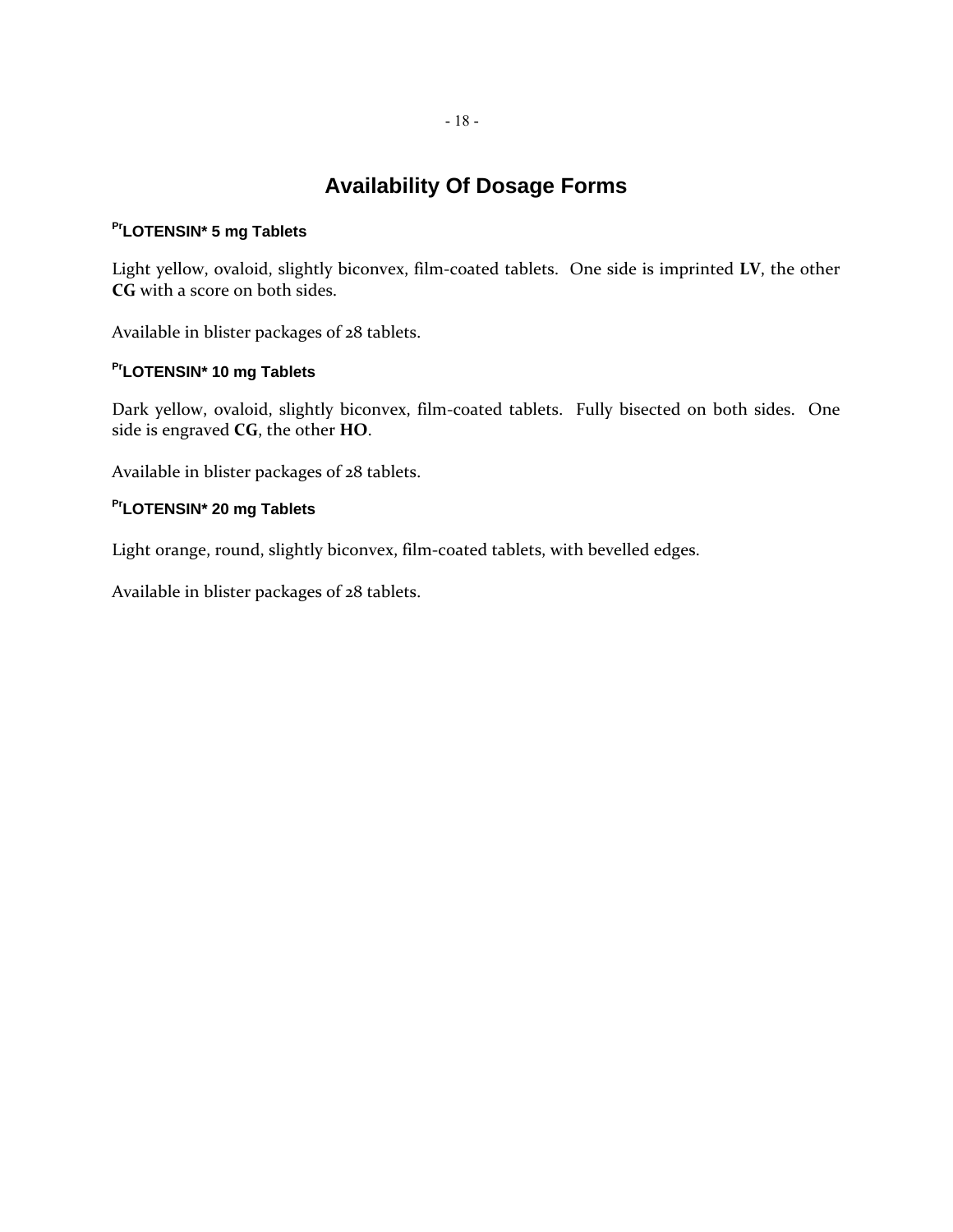# Availability Of Dosage Forms

### PrLOTENSIN* 5 mg Tablets

Light yellow, ovaloid, slightly biconvex, film-coated tablets. One side is imprinted **LV**, the other **CG** with a score on both sides.

Available in blister packages of 28 tablets.

### PrLOTENSIN* 10 mg Tablets

Dark yellow, ovaloid, slightly biconvex, film-coated tablets. Fully bisected on both sides. One side is engraved **CG**, the other **HO**.

Available in blister packages of 28 tablets.

### PrLOTENSIN* 20 mg Tablets

Light orange, round, slightly biconvex, film-coated tablets, with bevelled edges.

Available in blister packages of 28 tablets.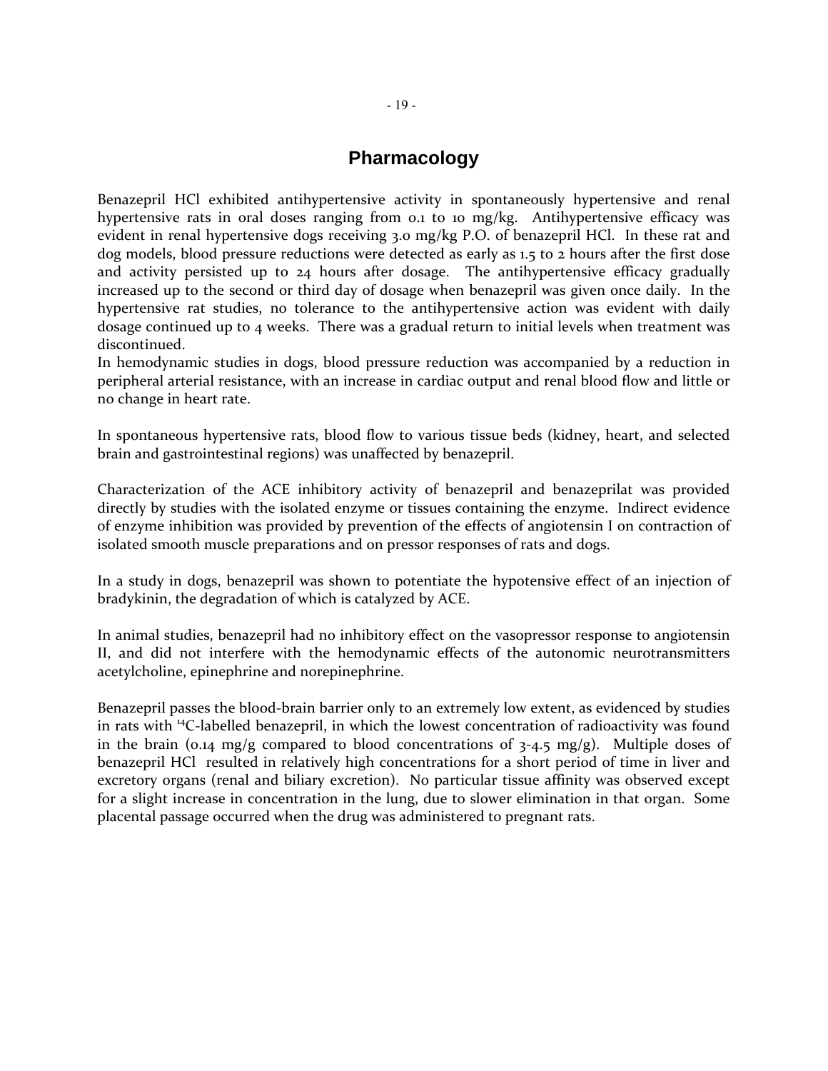# Pharmacology

Benazepril HCl exhibited antihypertensive activity in spontaneously hypertensive and renal hypertensive rats in oral doses ranging from 0.1 to 10 mg/kg. Antihypertensive efficacy was evident in renal hypertensive dogs receiving 3.0 mg/kg P.O. of benazepril HCl. In these rat and dog models, blood pressure reductions were detected as early as 1.5 to 2 hours after the first dose and activity persisted up to 24 hours after dosage. The antihypertensive efficacy gradually increased up to the second or third day of dosage when benazepril was given once daily. In the hypertensive rat studies, no tolerance to the antihypertensive action was evident with daily dosage continued up to 4 weeks. There was a gradual return to initial levels when treatment was discontinued.

In hemodynamic studies in dogs, blood pressure reduction was accompanied by a reduction in peripheral arterial resistance, with an increase in cardiac output and renal blood flow and little or no change in heart rate.

In spontaneous hypertensive rats, blood flow to various tissue beds (kidney, heart, and selected brain and gastrointestinal regions) was unaffected by benazepril.

Characterization of the ACE inhibitory activity of benazepril and benazeprilat was provided directly by studies with the isolated enzyme or tissues containing the enzyme. Indirect evidence of enzyme inhibition was provided by prevention of the effects of angiotensin I on contraction of isolated smooth muscle preparations and on pressor responses of rats and dogs.

In a study in dogs, benazepril was shown to potentiate the hypotensive effect of an injection of bradykinin, the degradation of which is catalyzed by ACE.

In animal studies, benazepril had no inhibitory effect on the vasopressor response to angiotensin II, and did not interfere with the hemodynamic effects of the autonomic neurotransmitters acetylcholine, epinephrine and norepinephrine.

Benazepril passes the blood-brain barrier only to an extremely low extent, as evidenced by studies in rats with $^{14}C$-labelled benazepril, in which the lowest concentration of radioactivity was found in the brain (0.14 mg/g compared to blood concentrations of 3-4.5 mg/g). Multiple doses of benazepril HCl resulted in relatively high concentrations for a short period of time in liver and excretory organs (renal and biliary excretion). No particular tissue affinity was observed except for a slight increase in concentration in the lung, due to slower elimination in that organ. Some placental passage occurred when the drug was administered to pregnant rats.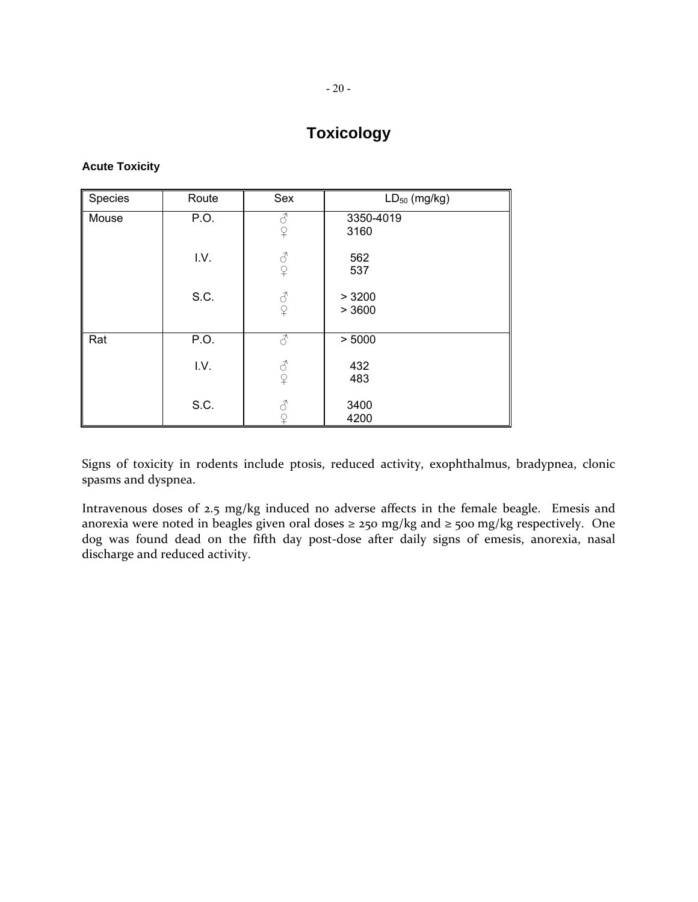# Toxicology

### Acute Toxicity

| Species | Route | Sex | $LD_{50}$ (mg/kg) |
|---|---|---|---|
| Mouse | P.O. | ♂ | 3350-4019 |
| | | ♀ | 3160 |
| | I.V. | ♂ | 562 |
| | | ♀ | 537 |
| | S.C. | ♂ | > 3200 |
| | | ♀ | > 3600 |
| Rat | P.O. | ♂ | > 5000 |
| | I.V. | ♂ | 432 |
| | | ♀ | 483 |
| | S.C. | ♂ | 3400 |
| | | ♀ | 4200 |

Signs of toxicity in rodents include ptosis, reduced activity, exophthalmus, bradypnea, clonic spasms and dyspnea.

Intravenous doses of 2.5 mg/kg induced no adverse affects in the female beagle. Emesis and anorexia were noted in beagles given oral doses ≥ 250 mg/kg and ≥ 500 mg/kg respectively. One dog was found dead on the fifth day post-dose after daily signs of emesis, anorexia, nasal discharge and reduced activity.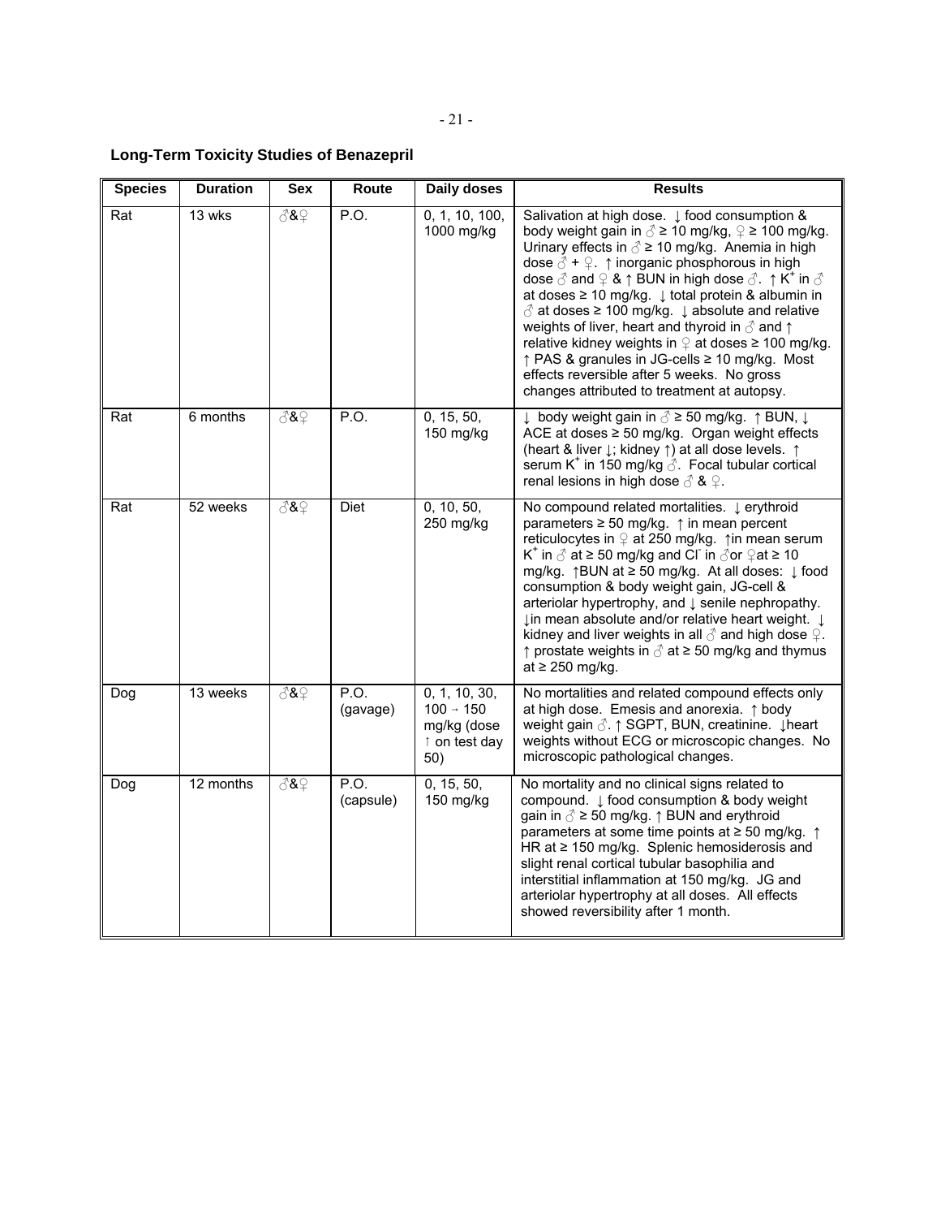## Long-Term Toxicity Studies of Benazepril

| Species | Duration | Sex | Route | Daily doses | Results |
|---|---|---|---|---|---|
| Rat | 13 wks | ♂&♀ | P.O. | 0, 1, 10, 100, 1000 mg/kg | Salivation at high dose. ↓ food consumption & body weight gain in ♂ ≥ 10 mg/kg, ♀ ≥ 100 mg/kg. Urinary effects in ♂ ≥ 10 mg/kg. Anemia in high dose ♂ + ♀. ↑ inorganic phosphorous in high dose ♂ and ♀ & ↑ BUN in high dose ♂. ↑ $K^+$ in ♂ at doses ≥ 10 mg/kg. ↓ total protein & albumin in ♂ at doses ≥ 100 mg/kg. ↓ absolute and relative weights of liver, heart and thyroid in ♂ and ↑ relative kidney weights in ♀ at doses ≥ 100 mg/kg. ↑ PAS & granules in JG-cells ≥ 10 mg/kg. Most effects reversible after 5 weeks. No gross changes attributed to treatment at autopsy. |
| Rat | 6 months | ♂&♀ | P.O. | 0, 15, 50, 150 mg/kg | ↓ body weight gain in ♂ ≥ 50 mg/kg. ↑ BUN, ↓ ACE at doses ≥ 50 mg/kg. Organ weight effects (heart & liver ↓; kidney ↑) at all dose levels. ↑ serum $K^+$ in 150 mg/kg ♂. Focal tubular cortical renal lesions in high dose ♂ & ♀. |
| Rat | 52 weeks | ♂&♀ | Diet | 0, 10, 50, 250 mg/kg | No compound related mortalities. ↓ erythroid parameters ≥ 50 mg/kg. ↑ in mean percent reticulocytes in ♀ at 250 mg/kg. ↑in mean serum $K^+$ in ♂ at ≥ 50 mg/kg and $Cl^-$ in ♂or ♀at ≥ 10 mg/kg. ↑BUN at ≥ 50 mg/kg. At all doses: ↓ food consumption & body weight gain, JG-cell & arteriolar hypertrophy, and ↓ senile nephropathy. ↓in mean absolute and/or relative heart weight. ↓ kidney and liver weights in all ♂ and high dose ♀. ↑ prostate weights in ♂ at ≥ 50 mg/kg and thymus at ≥ 250 mg/kg. |
| Dog | 13 weeks | ♂&♀ | P.O. (gavage) | 0, 1, 10, 30, 100 → 150 mg/kg (dose ↑ on test day 50) | No mortalities and related compound effects only at high dose. Emesis and anorexia. ↑ body weight gain ♂. ↑ SGPT, BUN, creatinine. ↓heart weights without ECG or microscopic changes. No microscopic pathological changes. |
| Dog | 12 months | ♂&♀ | P.O. (capsule) | 0, 15, 50, 150 mg/kg | No mortality and no clinical signs related to compound. ↓ food consumption & body weight gain in ♂ ≥ 50 mg/kg. ↑ BUN and erythroid parameters at some time points at ≥ 50 mg/kg. ↑ HR at ≥ 150 mg/kg. Splenic hemosiderosis and slight renal cortical tubular basophilia and interstitial inflammation at 150 mg/kg. JG and arteriolar hypertrophy at all doses. All effects showed reversibility after 1 month. |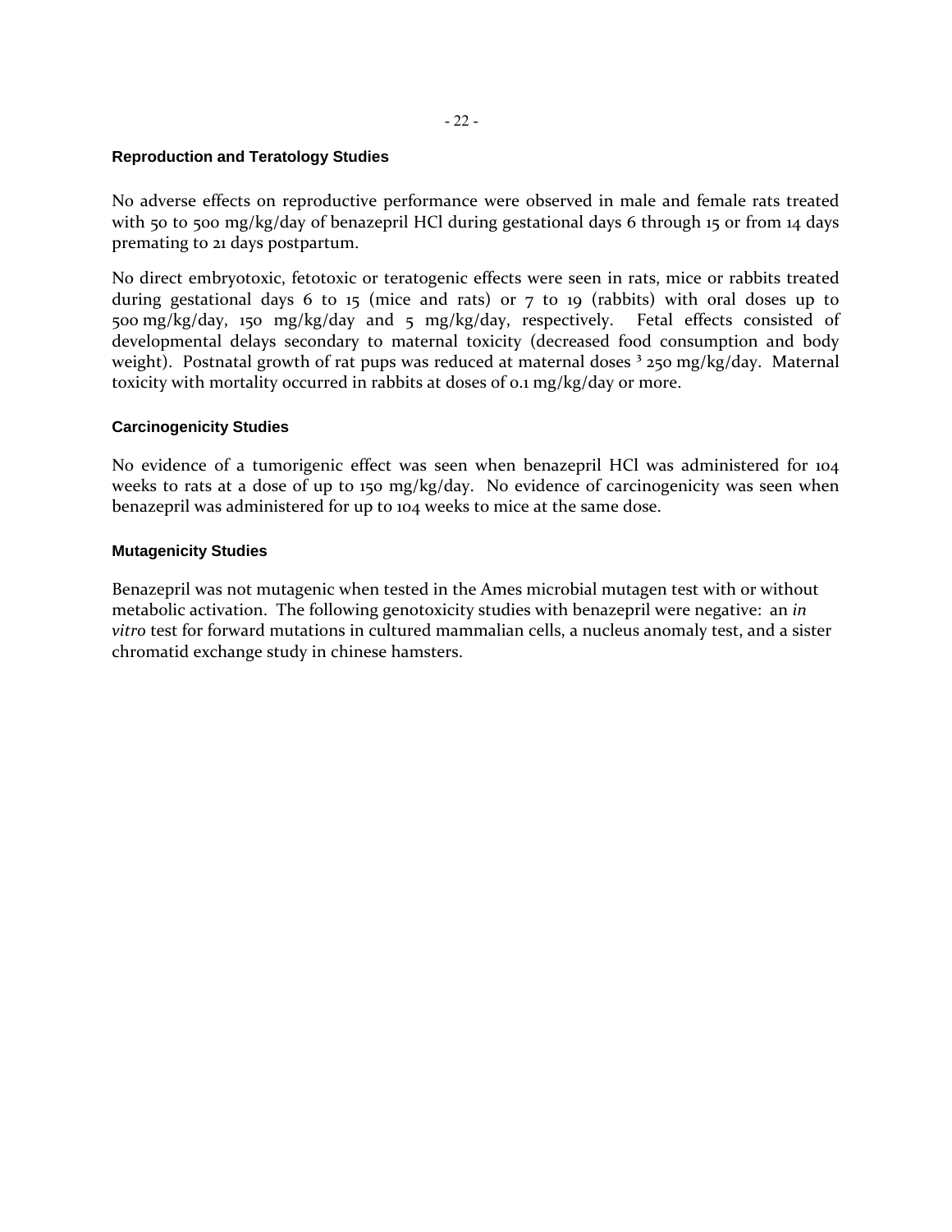### Reproduction and Teratology Studies

No adverse effects on reproductive performance were observed in male and female rats treated with 50 to 500 mg/kg/day of benazepril HCl during gestational days 6 through 15 or from 14 days premating to 21 days postpartum.

No direct embryotoxic, fetotoxic or teratogenic effects were seen in rats, mice or rabbits treated during gestational days 6 to 15 (mice and rats) or 7 to 19 (rabbits) with oral doses up to 500 mg/kg/day, 150 mg/kg/day and 5 mg/kg/day, respectively. Fetal effects consisted of developmental delays secondary to maternal toxicity (decreased food consumption and body weight). Postnatal growth of rat pups was reduced at maternal doses ³ 250 mg/kg/day. Maternal toxicity with mortality occurred in rabbits at doses of 0.1 mg/kg/day or more.

### Carcinogenicity Studies

No evidence of a tumorigenic effect was seen when benazepril HCl was administered for 104 weeks to rats at a dose of up to 150 mg/kg/day. No evidence of carcinogenicity was seen when benazepril was administered for up to 104 weeks to mice at the same dose.

### Mutagenicity Studies

Benazepril was not mutagenic when tested in the Ames microbial mutagen test with or without metabolic activation. The following genotoxicity studies with benazepril were negative: an *in vitro* test for forward mutations in cultured mammalian cells, a nucleus anomaly test, and a sister chromatid exchange study in chinese hamsters.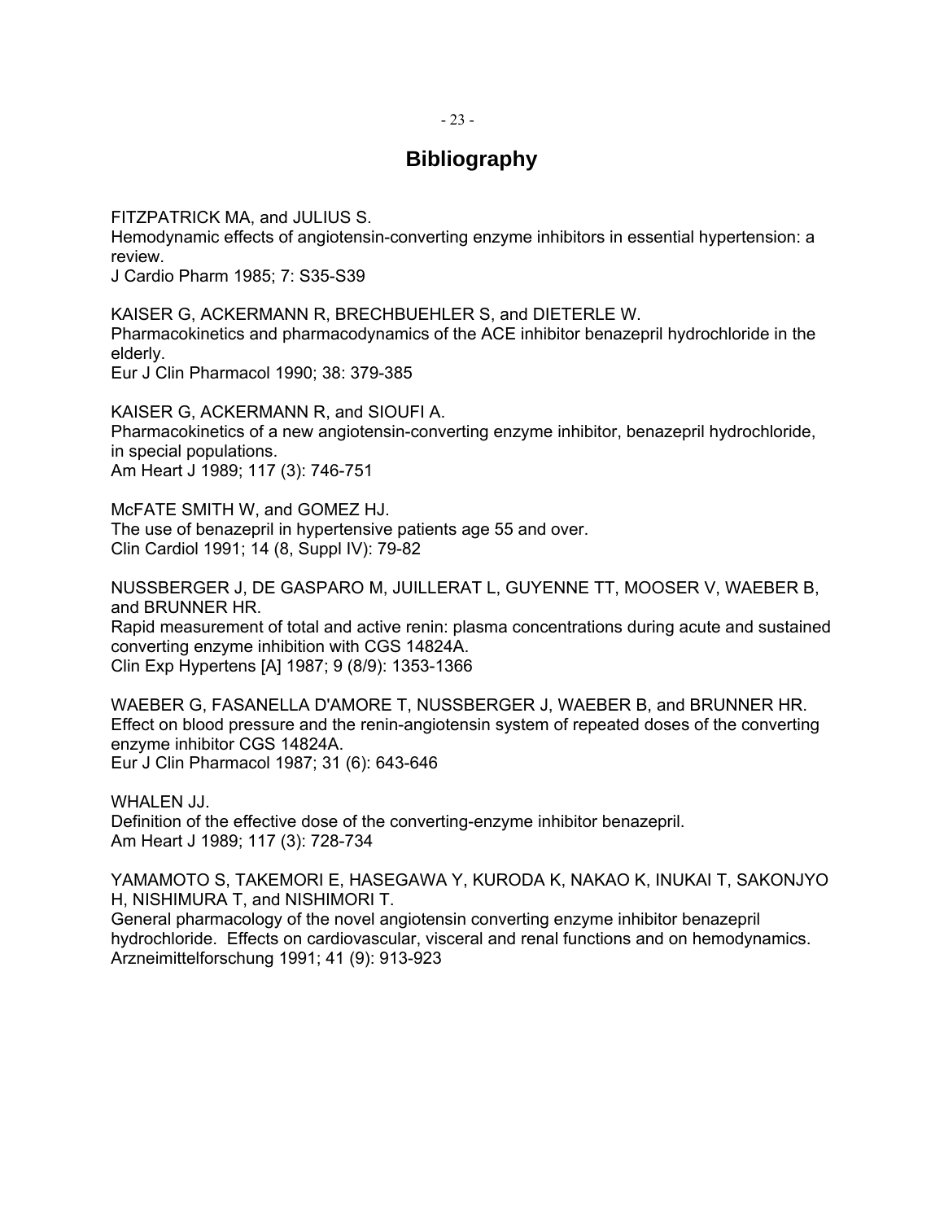# Bibliography

FITZPATRICK MA, and JULIUS S.
Hemodynamic effects of angiotensin-converting enzyme inhibitors in essential hypertension: a review.
J Cardio Pharm 1985; 7: S35-S39

KAISER G, ACKERMANN R, BRECHBUEHLER S, and DIETERLE W.
Pharmacokinetics and pharmacodynamics of the ACE inhibitor benazepril hydrochloride in the elderly.
Eur J Clin Pharmacol 1990; 38: 379-385

KAISER G, ACKERMANN R, and SIOUFI A.
Pharmacokinetics of a new angiotensin-converting enzyme inhibitor, benazepril hydrochloride, in special populations.
Am Heart J 1989; 117 (3): 746-751

McFATE SMITH W, and GOMEZ HJ.
The use of benazepril in hypertensive patients age 55 and over.
Clin Cardiol 1991; 14 (8, Suppl IV): 79-82

NUSSBERGER J, DE GASPARO M, JUILLERAT L, GUYENNE TT, MOOSER V, WAEBER B, and BRUNNER HR.
Rapid measurement of total and active renin: plasma concentrations during acute and sustained converting enzyme inhibition with CGS 14824A.
Clin Exp Hypertens [A] 1987; 9 (8/9): 1353-1366

WAEBER G, FASANELLA D'AMORE T, NUSSBERGER J, WAEBER B, and BRUNNER HR.
Effect on blood pressure and the renin-angiotensin system of repeated doses of the converting enzyme inhibitor CGS 14824A.
Eur J Clin Pharmacol 1987; 31 (6): 643-646

WHALEN JJ.
Definition of the effective dose of the converting-enzyme inhibitor benazepril.
Am Heart J 1989; 117 (3): 728-734

YAMAMOTO S, TAKEMORI E, HASEGAWA Y, KURODA K, NAKAO K, INUKAI T, SAKONJYO H, NISHIMURA T, and NISHIMORI T.
General pharmacology of the novel angiotensin converting enzyme inhibitor benazepril hydrochloride. Effects on cardiovascular, visceral and renal functions and on hemodynamics.
Arzneimittelforschung 1991; 41 (9): 913-923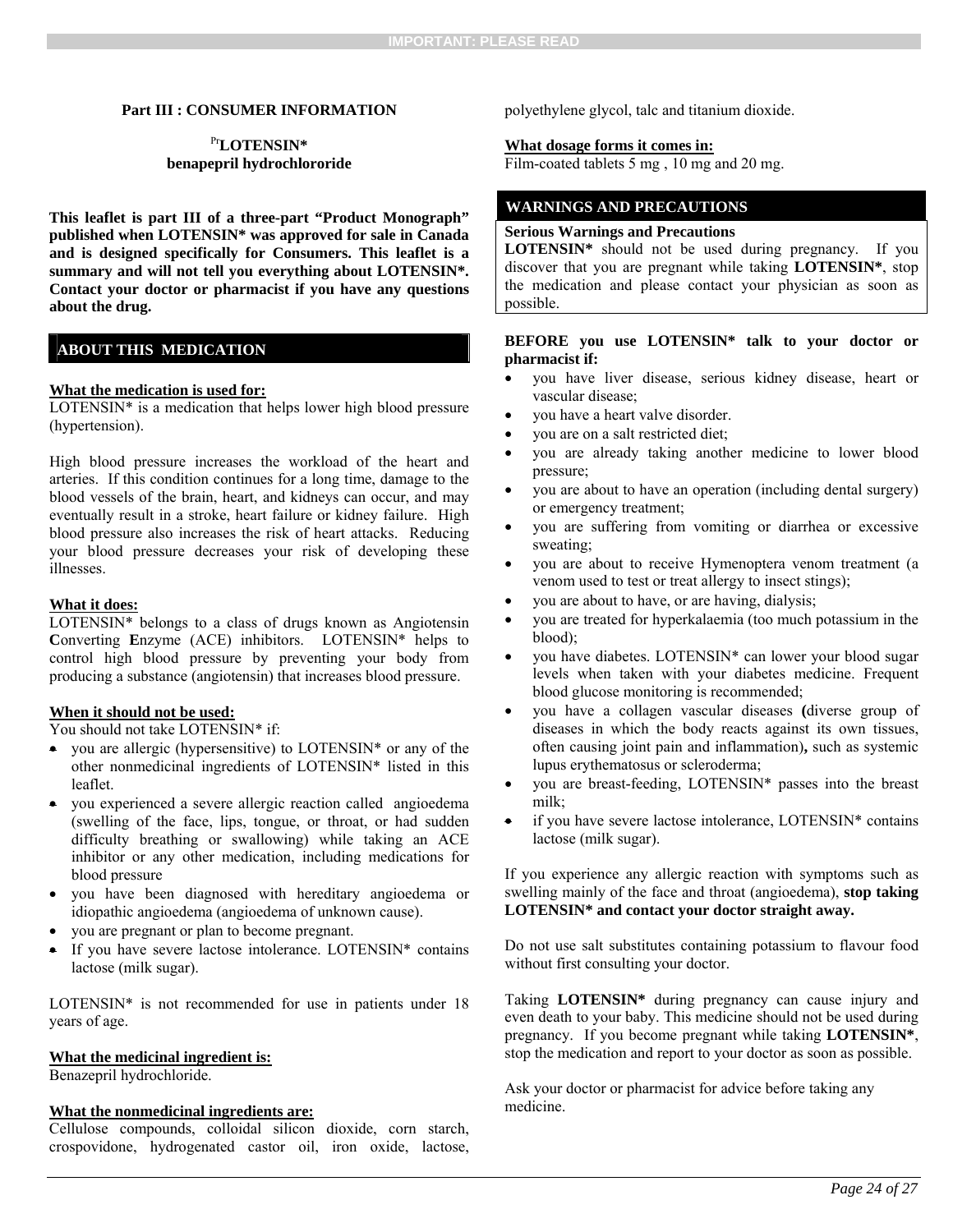IMPORTANT: PLEASE READ

**Part III : CONSUMER INFORMATION**

**PrLOTENSIN***
**benapepril hydrochlororide**

**This leaflet is part III of a three-part "Product Monograph" published when LOTENSIN* was approved for sale in Canada and is designed specifically for Consumers. This leaflet is a summary and will not tell you everything about LOTENSIN*. Contact your doctor or pharmacist if you have any questions about the drug.**

## ABOUT THIS MEDICATION

**What the medication is used for:**
LOTENSIN* is a medication that helps lower high blood pressure (hypertension).

High blood pressure increases the workload of the heart and arteries. If this condition continues for a long time, damage to the blood vessels of the brain, heart, and kidneys can occur, and may eventually result in a stroke, heart failure or kidney failure. High blood pressure also increases the risk of heart attacks. Reducing your blood pressure decreases your risk of developing these illnesses.

**What it does:**
LOTENSIN* belongs to a class of drugs known as Angiotensin **C**onverting **E**nzyme (ACE) inhibitors. LOTENSIN* helps to control high blood pressure by preventing your body from producing a substance (angiotensin) that increases blood pressure.

**When it should not be used:**
You should not take LOTENSIN* if:

- you are allergic (hypersensitive) to LOTENSIN* or any of the other nonmedicinal ingredients of LOTENSIN* listed in this leaflet.
- you experienced a severe allergic reaction called angioedema (swelling of the face, lips, tongue, or throat, or had sudden difficulty breathing or swallowing) while taking an ACE inhibitor or any other medication, including medications for blood pressure
- you have been diagnosed with hereditary angioedema or idiopathic angioedema (angioedema of unknown cause).
- you are pregnant or plan to become pregnant.
- If you have severe lactose intolerance. LOTENSIN* contains lactose (milk sugar).

LOTENSIN* is not recommended for use in patients under 18 years of age.

**What the medicinal ingredient is:**
Benazepril hydrochloride.

**What the nonmedicinal ingredients are:**
Cellulose compounds, colloidal silicon dioxide, corn starch, crospovidone, hydrogenated castor oil, iron oxide, lactose, polyethylene glycol, talc and titanium dioxide.

**What dosage forms it comes in:**
Film-coated tablets 5 mg , 10 mg and 20 mg.

## WARNINGS AND PRECAUTIONS

**Serious Warnings and Precautions**
**LOTENSIN*** should not be used during pregnancy. If you discover that you are pregnant while taking **LOTENSIN***, stop the medication and please contact your physician as soon as possible.

**BEFORE you use LOTENSIN* talk to your doctor or pharmacist if:**

- you have liver disease, serious kidney disease, heart or vascular disease;
- you have a heart valve disorder.
- you are on a salt restricted diet;
- you are already taking another medicine to lower blood pressure;
- you are about to have an operation (including dental surgery) or emergency treatment;
- you are suffering from vomiting or diarrhea or excessive sweating;
- you are about to receive Hymenoptera venom treatment (a venom used to test or treat allergy to insect stings);
- you are about to have, or are having, dialysis;
- you are treated for hyperkalaemia (too much potassium in the blood);
- you have diabetes. LOTENSIN* can lower your blood sugar levels when taken with your diabetes medicine. Frequent blood glucose monitoring is recommended;
- you have a collagen vascular diseases **(**diverse group of diseases in which the body reacts against its own tissues, often causing joint pain and inflammation)**,** such as systemic lupus erythematosus or scleroderma;
- you are breast-feeding, LOTENSIN* passes into the breast milk;
- if you have severe lactose intolerance, LOTENSIN* contains lactose (milk sugar).

If you experience any allergic reaction with symptoms such as swelling mainly of the face and throat (angioedema), **stop taking LOTENSIN* and contact your doctor straight away.**

Do not use salt substitutes containing potassium to flavour food without first consulting your doctor.

Taking **LOTENSIN*** during pregnancy can cause injury and even death to your baby. This medicine should not be used during pregnancy. If you become pregnant while taking **LOTENSIN***, stop the medication and report to your doctor as soon as possible.

Ask your doctor or pharmacist for advice before taking any medicine.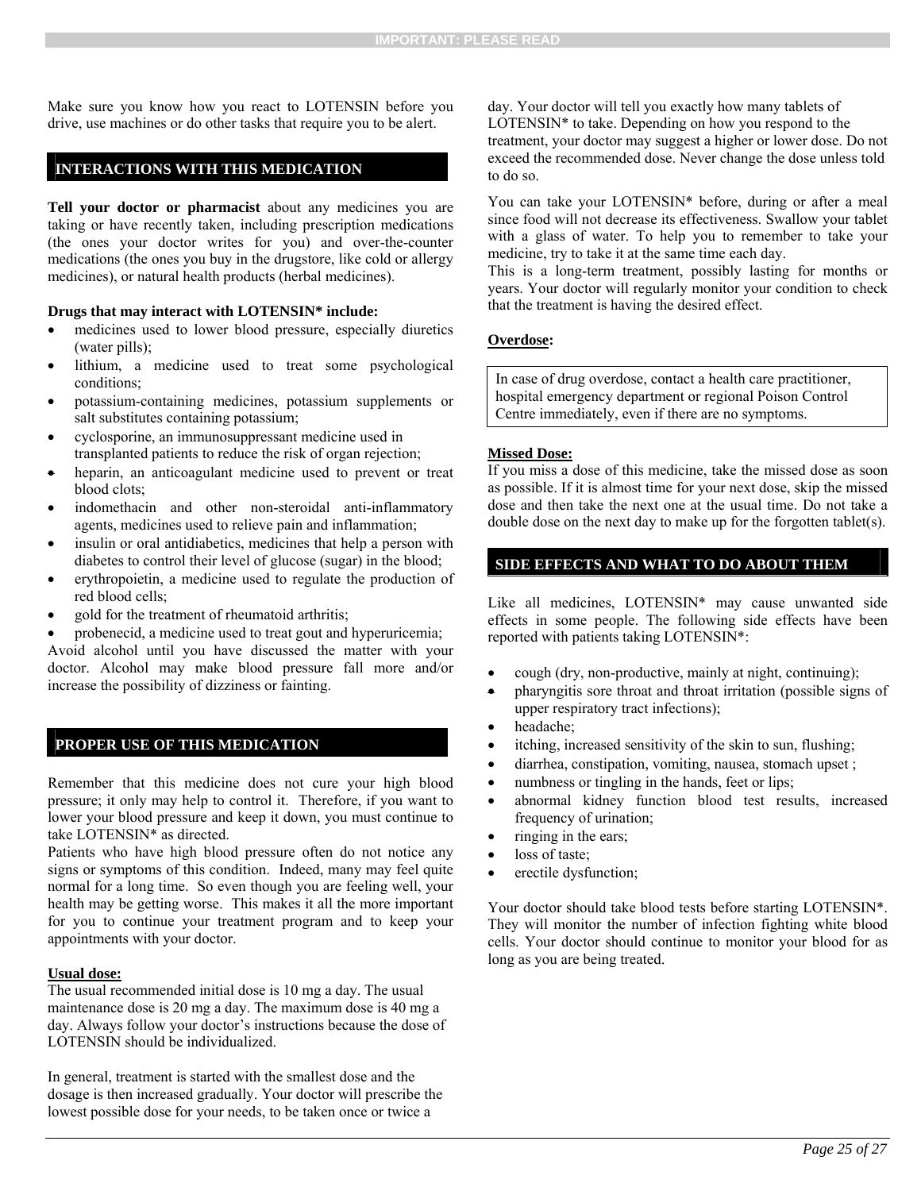Make sure you know how you react to LOTENSIN before you drive, use machines or do other tasks that require you to be alert.

## INTERACTIONS WITH THIS MEDICATION

**Tell your doctor or pharmacist** about any medicines you are taking or have recently taken, including prescription medications (the ones your doctor writes for you) and over-the-counter medications (the ones you buy in the drugstore, like cold or allergy medicines), or natural health products (herbal medicines).

**Drugs that may interact with LOTENSIN* include:**

- medicines used to lower blood pressure, especially diuretics (water pills);
- lithium, a medicine used to treat some psychological conditions;
- potassium-containing medicines, potassium supplements or salt substitutes containing potassium;
- cyclosporine, an immunosuppressant medicine used in transplanted patients to reduce the risk of organ rejection;
- heparin, an anticoagulant medicine used to prevent or treat blood clots;
- indomethacin and other non-steroidal anti-inflammatory agents, medicines used to relieve pain and inflammation;
- insulin or oral antidiabetics, medicines that help a person with diabetes to control their level of glucose (sugar) in the blood;
- erythropoietin, a medicine used to regulate the production of red blood cells;
- gold for the treatment of rheumatoid arthritis;
- probenecid, a medicine used to treat gout and hyperuricemia;

Avoid alcohol until you have discussed the matter with your doctor. Alcohol may make blood pressure fall more and/or increase the possibility of dizziness or fainting.

## PROPER USE OF THIS MEDICATION

Remember that this medicine does not cure your high blood pressure; it only may help to control it. Therefore, if you want to lower your blood pressure and keep it down, you must continue to take LOTENSIN* as directed.

Patients who have high blood pressure often do not notice any signs or symptoms of this condition. Indeed, many may feel quite normal for a long time. So even though you are feeling well, your health may be getting worse. This makes it all the more important for you to continue your treatment program and to keep your appointments with your doctor.

**Usual dose:**

The usual recommended initial dose is 10 mg a day. The usual maintenance dose is 20 mg a day. The maximum dose is 40 mg a day. Always follow your doctor's instructions because the dose of LOTENSIN should be individualized.

In general, treatment is started with the smallest dose and the dosage is then increased gradually. Your doctor will prescribe the lowest possible dose for your needs, to be taken once or twice a day. Your doctor will tell you exactly how many tablets of LOTENSIN* to take. Depending on how you respond to the treatment, your doctor may suggest a higher or lower dose. Do not exceed the recommended dose. Never change the dose unless told to do so.

You can take your LOTENSIN* before, during or after a meal since food will not decrease its effectiveness. Swallow your tablet with a glass of water. To help you to remember to take your medicine, try to take it at the same time each day.

This is a long-term treatment, possibly lasting for months or years. Your doctor will regularly monitor your condition to check that the treatment is having the desired effect.

**Overdose:**

In case of drug overdose, contact a health care practitioner, hospital emergency department or regional Poison Control Centre immediately, even if there are no symptoms.

**Missed Dose:**

If you miss a dose of this medicine, take the missed dose as soon as possible. If it is almost time for your next dose, skip the missed dose and then take the next one at the usual time. Do not take a double dose on the next day to make up for the forgotten tablet(s).

## SIDE EFFECTS AND WHAT TO DO ABOUT THEM

Like all medicines, LOTENSIN* may cause unwanted side effects in some people. The following side effects have been reported with patients taking LOTENSIN*:

- cough (dry, non-productive, mainly at night, continuing);
- pharyngitis sore throat and throat irritation (possible signs of upper respiratory tract infections);
- headache;
- itching, increased sensitivity of the skin to sun, flushing;
- diarrhea, constipation, vomiting, nausea, stomach upset ;
- numbness or tingling in the hands, feet or lips;
- abnormal kidney function blood test results, increased frequency of urination;
- ringing in the ears;
- loss of taste;
- erectile dysfunction;

Your doctor should take blood tests before starting LOTENSIN*. They will monitor the number of infection fighting white blood cells. Your doctor should continue to monitor your blood for as long as you are being treated.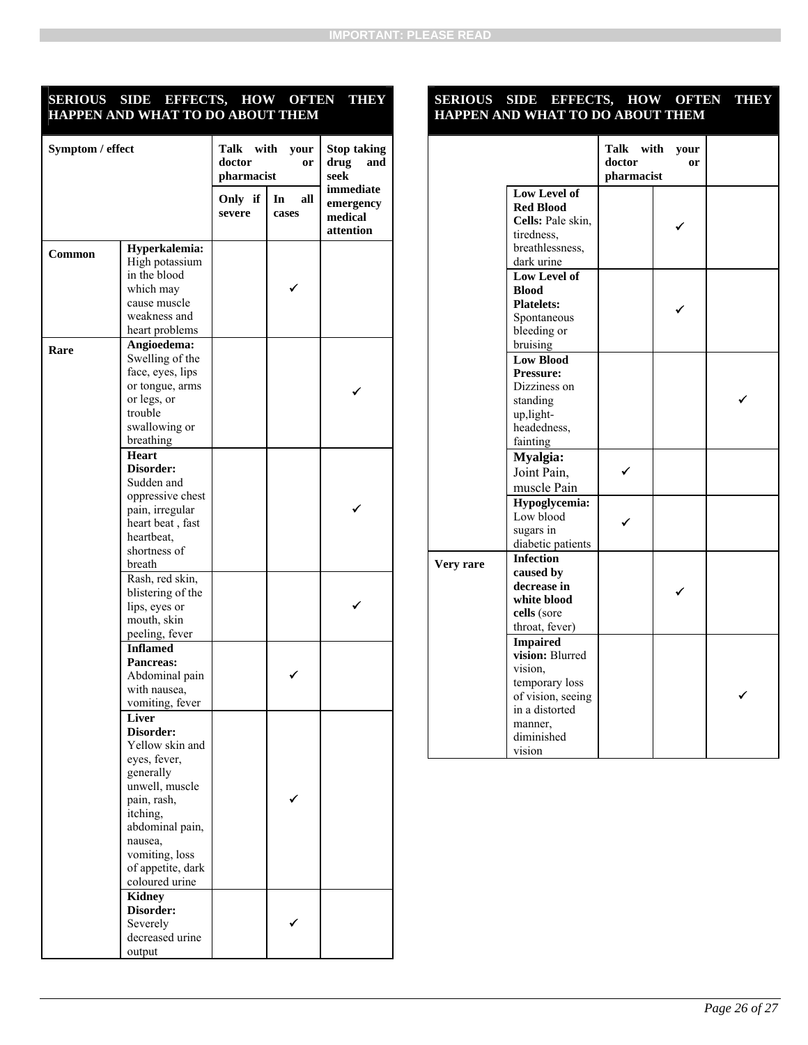| SERIOUS SIDE EFFECTS, HOW OFTEN THEY HAPPEN AND WHAT TO DO ABOUT THEM | | | | |
|---|---|---|---|---|
| **Symptom / effect** | | **Talk with your doctor or pharmacist** | | **Stop taking drug and seek immediate emergency medical attention** |
| | | **Only if severe** | **In all cases** | |
| **Common** | **Hyperkalemia:** High potassium in the blood which may cause muscle weakness and heart problems | | ✓ | |
| **Rare** | **Angioedema:** Swelling of the face, eyes, lips or tongue, arms or legs, or trouble swallowing or breathing | | | ✓ |
| | **Heart Disorder:** Sudden and oppressive chest pain, irregular heart beat , fast heartbeat, shortness of breath | | | ✓ |
| | Rash, red skin, blistering of the lips, eyes or mouth, skin peeling, fever | | | ✓ |
| | **Inflamed Pancreas:** Abdominal pain with nausea, vomiting, fever | | ✓ | |
| | **Liver Disorder:** Yellow skin and eyes, fever, generally unwell, muscle pain, rash, itching, abdominal pain, nausea, vomiting, loss of appetite, dark coloured urine | | ✓ | |
| | **Kidney Disorder:** Severely decreased urine output | | ✓ | |
| | **Low Level of Red Blood Cells:** Pale skin, tiredness, breathlessness, dark urine | | ✓ | |
| | **Low Level of Blood Platelets:** Spontaneous bleeding or bruising | | ✓ | |
| | **Low Blood Pressure:** Dizziness on standing up,light-headedness, fainting | | | ✓ |
| | **Myalgia:** Joint Pain, muscle Pain | ✓ | | |
| | **Hypoglycemia:** Low blood sugars in diabetic patients | ✓ | | |
| **Very rare** | **Infection caused by decrease in white blood cells** (sore throat, fever) | | ✓ | |
| | **Impaired vision:** Blurred vision, temporary loss of vision, seeing in a distorted manner, diminished vision | | | ✓ |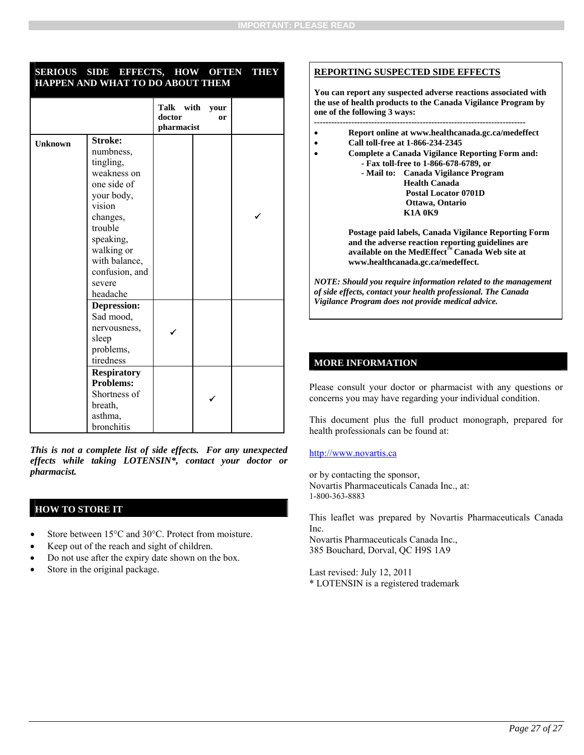## SERIOUS SIDE EFFECTS, HOW OFTEN THEY HAPPEN AND WHAT TO DO ABOUT THEM

| | | Talk with your doctor or pharmacist | | |
|---|---|---|---|---|
| **Unknown** | **Stroke:** numbness, tingling, weakness on one side of your body, vision changes, trouble speaking, walking or with balance, confusion, and severe headache | | | ✓ |
| | **Depression:** Sad mood, nervousness, sleep problems, tiredness | ✓ | | |
| | **Respiratory Problems:** Shortness of breath, asthma, bronchitis | | ✓ | |

***This is not a complete list of side effects. For any unexpected effects while taking LOTENSIN*, contact your doctor or pharmacist.***

## HOW TO STORE IT

- Store between 15°C and 30°C. Protect from moisture.
- Keep out of the reach and sight of children.
- Do not use after the expiry date shown on the box.
- Store in the original package.

## REPORTING SUSPECTED SIDE EFFECTS

**You can report any suspected adverse reactions associated with the use of health products to the Canada Vigilance Program by one of the following 3 ways:**

**-------------------------------------------------------------------------**

- **Report online at www.healthcanada.gc.ca/medeffect**
- **Call toll-free at 1-866-234-2345**
- **Complete a Canada Vigilance Reporting Form and:**
  - **Fax toll-free to 1-866-678-6789, or**
  - **Mail to: Canada Vigilance Program**
    **Health Canada**
    **Postal Locator 0701D**
    **Ottawa, Ontario**
    **K1A 0K9**

**Postage paid labels, Canada Vigilance Reporting Form and the adverse reaction reporting guidelines are available on the MedEffect™ Canada Web site at www.healthcanada.gc.ca/medeffect.**

***NOTE: Should you require information related to the management of side effects, contact your health professional. The Canada Vigilance Program does not provide medical advice.***

## MORE INFORMATION

Please consult your doctor or pharmacist with any questions or concerns you may have regarding your individual condition.

This document plus the full product monograph, prepared for health professionals can be found at:

http://www.novartis.ca

or by contacting the sponsor,
Novartis Pharmaceuticals Canada Inc., at:
1-800-363-8883

This leaflet was prepared by Novartis Pharmaceuticals Canada Inc.
Novartis Pharmaceuticals Canada Inc.,
385 Bouchard, Dorval, QC H9S 1A9

Last revised: July 12, 2011
* LOTENSIN is a registered trademark